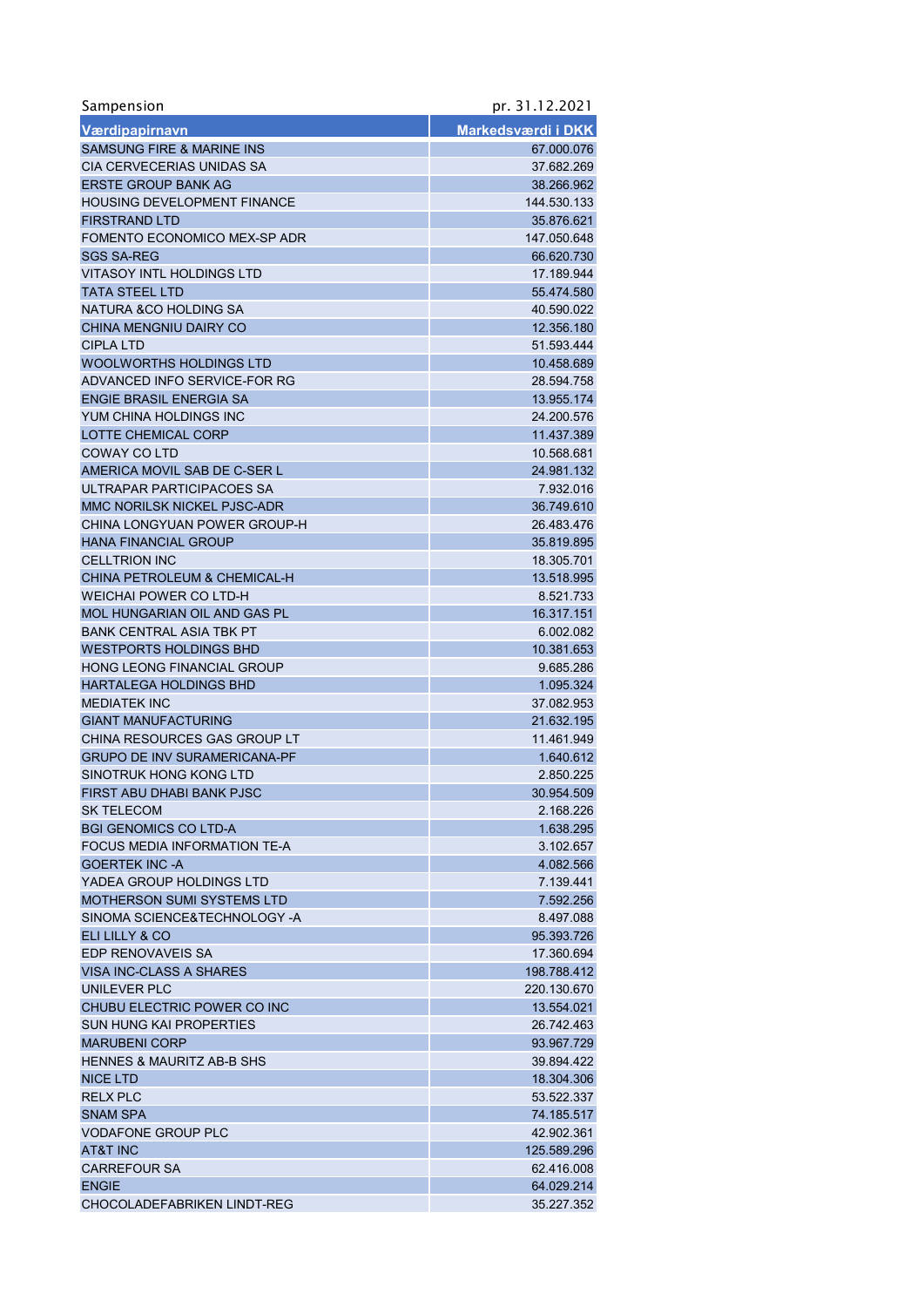Sampension pr. 31.12.2021

| Værdipapirnavn | Markedsværdi i DKK |
|---|---|
| SAMSUNG FIRE & MARINE INS | 67.000.076 |
| CIA CERVECERIAS UNIDAS SA | 37.682.269 |
| ERSTE GROUP BANK AG | 38.266.962 |
| HOUSING DEVELOPMENT FINANCE | 144.530.133 |
| FIRSTRAND LTD | 35.876.621 |
| FOMENTO ECONOMICO MEX-SP ADR | 147.050.648 |
| SGS SA-REG | 66.620.730 |
| VITASOY INTL HOLDINGS LTD | 17.189.944 |
| TATA STEEL LTD | 55.474.580 |
| NATURA &CO HOLDING SA | 40.590.022 |
| CHINA MENGNIU DAIRY CO | 12.356.180 |
| CIPLA LTD | 51.593.444 |
| WOOLWORTHS HOLDINGS LTD | 10.458.689 |
| ADVANCED INFO SERVICE-FOR RG | 28.594.758 |
| ENGIE BRASIL ENERGIA SA | 13.955.174 |
| YUM CHINA HOLDINGS INC | 24.200.576 |
| LOTTE CHEMICAL CORP | 11.437.389 |
| COWAY CO LTD | 10.568.681 |
| AMERICA MOVIL SAB DE C-SER L | 24.981.132 |
| ULTRAPAR PARTICIPACOES SA | 7.932.016 |
| MMC NORILSK NICKEL PJSC-ADR | 36.749.610 |
| CHINA LONGYUAN POWER GROUP-H | 26.483.476 |
| HANA FINANCIAL GROUP | 35.819.895 |
| CELLTRION INC | 18.305.701 |
| CHINA PETROLEUM & CHEMICAL-H | 13.518.995 |
| WEICHAI POWER CO LTD-H | 8.521.733 |
| MOL HUNGARIAN OIL AND GAS PL | 16.317.151 |
| BANK CENTRAL ASIA TBK PT | 6.002.082 |
| WESTPORTS HOLDINGS BHD | 10.381.653 |
| HONG LEONG FINANCIAL GROUP | 9.685.286 |
| HARTALEGA HOLDINGS BHD | 1.095.324 |
| MEDIATEK INC | 37.082.953 |
| GIANT MANUFACTURING | 21.632.195 |
| CHINA RESOURCES GAS GROUP LT | 11.461.949 |
| GRUPO DE INV SURAMERICANA-PF | 1.640.612 |
| SINOTRUK HONG KONG LTD | 2.850.225 |
| FIRST ABU DHABI BANK PJSC | 30.954.509 |
| SK TELECOM | 2.168.226 |
| BGI GENOMICS CO LTD-A | 1.638.295 |
| FOCUS MEDIA INFORMATION TE-A | 3.102.657 |
| GOERTEK INC -A | 4.082.566 |
| YADEA GROUP HOLDINGS LTD | 7.139.441 |
| MOTHERSON SUMI SYSTEMS LTD | 7.592.256 |
| SINOMA SCIENCE&TECHNOLOGY -A | 8.497.088 |
| ELI LILLY & CO | 95.393.726 |
| EDP RENOVAVEIS SA | 17.360.694 |
| VISA INC-CLASS A SHARES | 198.788.412 |
| UNILEVER PLC | 220.130.670 |
| CHUBU ELECTRIC POWER CO INC | 13.554.021 |
| SUN HUNG KAI PROPERTIES | 26.742.463 |
| MARUBENI CORP | 93.967.729 |
| HENNES & MAURITZ AB-B SHS | 39.894.422 |
| NICE LTD | 18.304.306 |
| RELX PLC | 53.522.337 |
| SNAM SPA | 74.185.517 |
| VODAFONE GROUP PLC | 42.902.361 |
| AT&T INC | 125.589.296 |
| CARREFOUR SA | 62.416.008 |
| ENGIE | 64.029.214 |
| CHOCOLADEFABRIKEN LINDT-REG | 35.227.352 |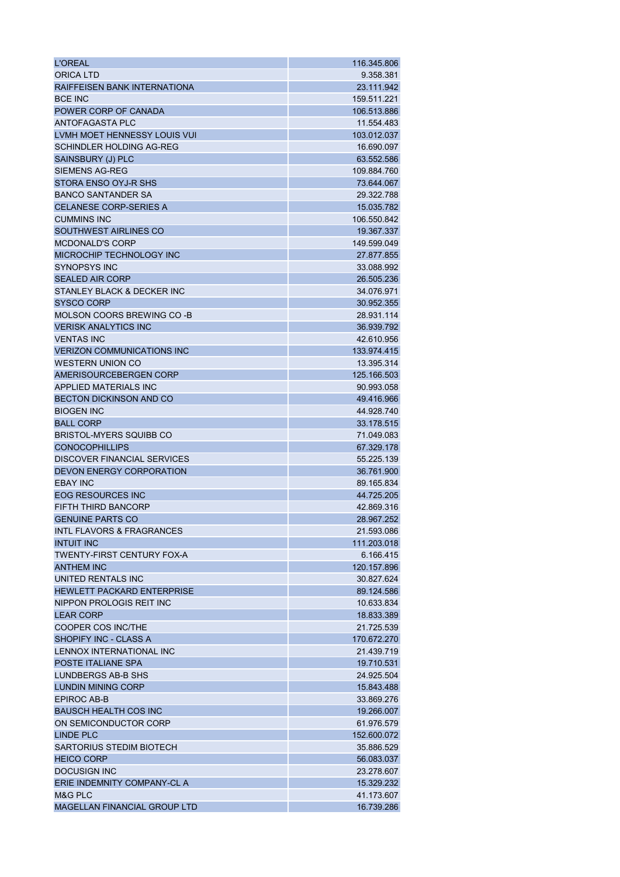| | |
|---|---|
| L'OREAL | 116.345.806 |
| ORICA LTD | 9.358.381 |
| RAIFFEISEN BANK INTERNATIONA | 23.111.942 |
| BCE INC | 159.511.221 |
| POWER CORP OF CANADA | 106.513.886 |
| ANTOFAGASTA PLC | 11.554.483 |
| LVMH MOET HENNESSY LOUIS VUI | 103.012.037 |
| SCHINDLER HOLDING AG-REG | 16.690.097 |
| SAINSBURY (J) PLC | 63.552.586 |
| SIEMENS AG-REG | 109.884.760 |
| STORA ENSO OYJ-R SHS | 73.644.067 |
| BANCO SANTANDER SA | 29.322.788 |
| CELANESE CORP-SERIES A | 15.035.782 |
| CUMMINS INC | 106.550.842 |
| SOUTHWEST AIRLINES CO | 19.367.337 |
| MCDONALD'S CORP | 149.599.049 |
| MICROCHIP TECHNOLOGY INC | 27.877.855 |
| SYNOPSYS INC | 33.088.992 |
| SEALED AIR CORP | 26.505.236 |
| STANLEY BLACK & DECKER INC | 34.076.971 |
| SYSCO CORP | 30.952.355 |
| MOLSON COORS BREWING CO -B | 28.931.114 |
| VERISK ANALYTICS INC | 36.939.792 |
| VENTAS INC | 42.610.956 |
| VERIZON COMMUNICATIONS INC | 133.974.415 |
| WESTERN UNION CO | 13.395.314 |
| AMERISOURCEBERGEN CORP | 125.166.503 |
| APPLIED MATERIALS INC | 90.993.058 |
| BECTON DICKINSON AND CO | 49.416.966 |
| BIOGEN INC | 44.928.740 |
| BALL CORP | 33.178.515 |
| BRISTOL-MYERS SQUIBB CO | 71.049.083 |
| CONOCOPHILLIPS | 67.329.178 |
| DISCOVER FINANCIAL SERVICES | 55.225.139 |
| DEVON ENERGY CORPORATION | 36.761.900 |
| EBAY INC | 89.165.834 |
| EOG RESOURCES INC | 44.725.205 |
| FIFTH THIRD BANCORP | 42.869.316 |
| GENUINE PARTS CO | 28.967.252 |
| INTL FLAVORS & FRAGRANCES | 21.593.086 |
| INTUIT INC | 111.203.018 |
| TWENTY-FIRST CENTURY FOX-A | 6.166.415 |
| ANTHEM INC | 120.157.896 |
| UNITED RENTALS INC | 30.827.624 |
| HEWLETT PACKARD ENTERPRISE | 89.124.586 |
| NIPPON PROLOGIS REIT INC | 10.633.834 |
| LEAR CORP | 18.833.389 |
| COOPER COS INC/THE | 21.725.539 |
| SHOPIFY INC - CLASS A | 170.672.270 |
| LENNOX INTERNATIONAL INC | 21.439.719 |
| POSTE ITALIANE SPA | 19.710.531 |
| LUNDBERGS AB-B SHS | 24.925.504 |
| LUNDIN MINING CORP | 15.843.488 |
| EPIROC AB-B | 33.869.276 |
| BAUSCH HEALTH COS INC | 19.266.007 |
| ON SEMICONDUCTOR CORP | 61.976.579 |
| LINDE PLC | 152.600.072 |
| SARTORIUS STEDIM BIOTECH | 35.886.529 |
| HEICO CORP | 56.083.037 |
| DOCUSIGN INC | 23.278.607 |
| ERIE INDEMNITY COMPANY-CL A | 15.329.232 |
| M&G PLC | 41.173.607 |
| MAGELLAN FINANCIAL GROUP LTD | 16.739.286 |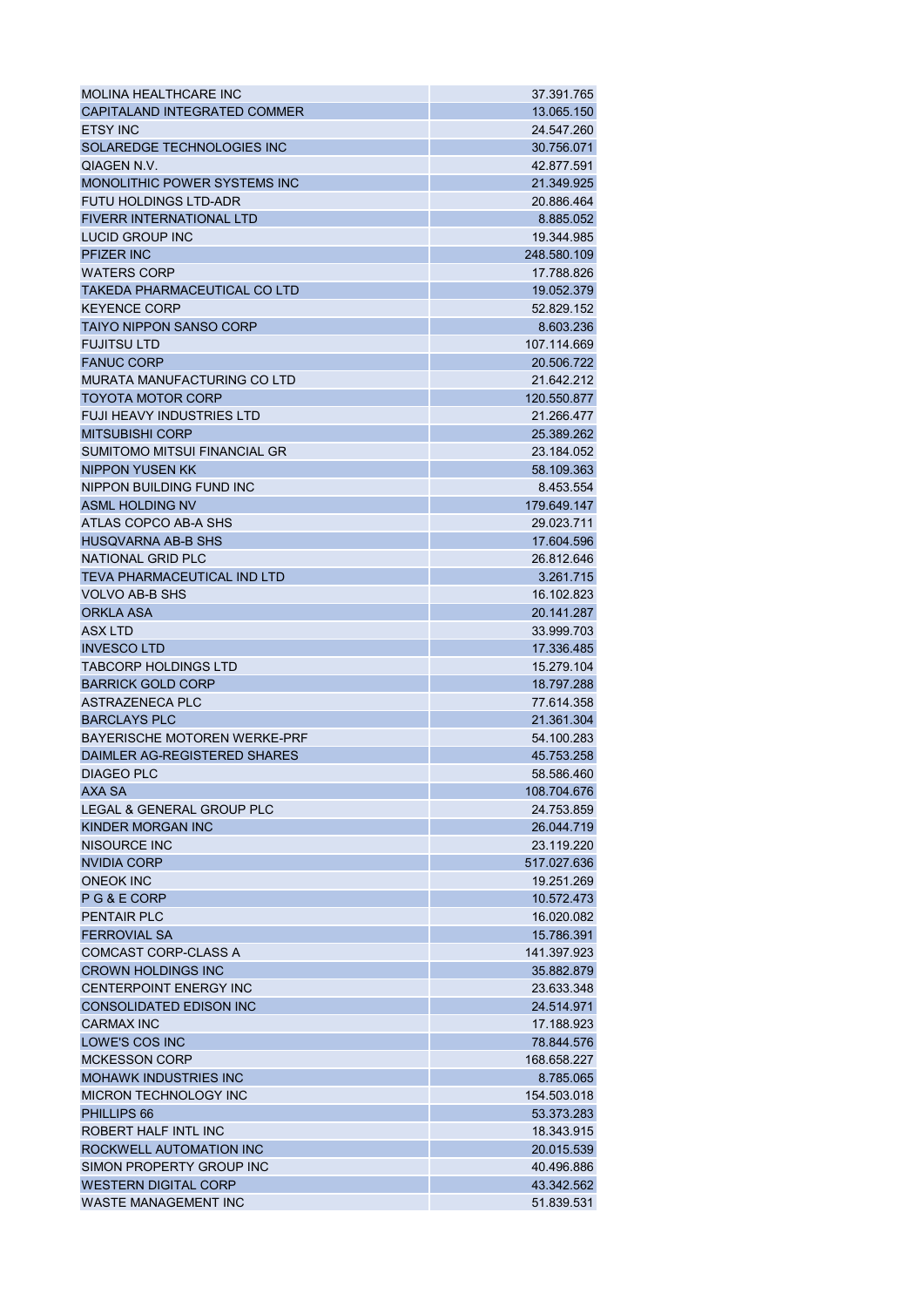| | |
|---|---|
| MOLINA HEALTHCARE INC | 37.391.765 |
| CAPITALAND INTEGRATED COMMER | 13.065.150 |
| ETSY INC | 24.547.260 |
| SOLAREDGE TECHNOLOGIES INC | 30.756.071 |
| QIAGEN N.V. | 42.877.591 |
| MONOLITHIC POWER SYSTEMS INC | 21.349.925 |
| FUTU HOLDINGS LTD-ADR | 20.886.464 |
| FIVERR INTERNATIONAL LTD | 8.885.052 |
| LUCID GROUP INC | 19.344.985 |
| PFIZER INC | 248.580.109 |
| WATERS CORP | 17.788.826 |
| TAKEDA PHARMACEUTICAL CO LTD | 19.052.379 |
| KEYENCE CORP | 52.829.152 |
| TAIYO NIPPON SANSO CORP | 8.603.236 |
| FUJITSU LTD | 107.114.669 |
| FANUC CORP | 20.506.722 |
| MURATA MANUFACTURING CO LTD | 21.642.212 |
| TOYOTA MOTOR CORP | 120.550.877 |
| FUJI HEAVY INDUSTRIES LTD | 21.266.477 |
| MITSUBISHI CORP | 25.389.262 |
| SUMITOMO MITSUI FINANCIAL GR | 23.184.052 |
| NIPPON YUSEN KK | 58.109.363 |
| NIPPON BUILDING FUND INC | 8.453.554 |
| ASML HOLDING NV | 179.649.147 |
| ATLAS COPCO AB-A SHS | 29.023.711 |
| HUSQVARNA AB-B SHS | 17.604.596 |
| NATIONAL GRID PLC | 26.812.646 |
| TEVA PHARMACEUTICAL IND LTD | 3.261.715 |
| VOLVO AB-B SHS | 16.102.823 |
| ORKLA ASA | 20.141.287 |
| ASX LTD | 33.999.703 |
| INVESCO LTD | 17.336.485 |
| TABCORP HOLDINGS LTD | 15.279.104 |
| BARRICK GOLD CORP | 18.797.288 |
| ASTRAZENECA PLC | 77.614.358 |
| BARCLAYS PLC | 21.361.304 |
| BAYERISCHE MOTOREN WERKE-PRF | 54.100.283 |
| DAIMLER AG-REGISTERED SHARES | 45.753.258 |
| DIAGEO PLC | 58.586.460 |
| AXA SA | 108.704.676 |
| LEGAL & GENERAL GROUP PLC | 24.753.859 |
| KINDER MORGAN INC | 26.044.719 |
| NISOURCE INC | 23.119.220 |
| NVIDIA CORP | 517.027.636 |
| ONEOK INC | 19.251.269 |
| P G & E CORP | 10.572.473 |
| PENTAIR PLC | 16.020.082 |
| FERROVIAL SA | 15.786.391 |
| COMCAST CORP-CLASS A | 141.397.923 |
| CROWN HOLDINGS INC | 35.882.879 |
| CENTERPOINT ENERGY INC | 23.633.348 |
| CONSOLIDATED EDISON INC | 24.514.971 |
| CARMAX INC | 17.188.923 |
| LOWE'S COS INC | 78.844.576 |
| MCKESSON CORP | 168.658.227 |
| MOHAWK INDUSTRIES INC | 8.785.065 |
| MICRON TECHNOLOGY INC | 154.503.018 |
| PHILLIPS 66 | 53.373.283 |
| ROBERT HALF INTL INC | 18.343.915 |
| ROCKWELL AUTOMATION INC | 20.015.539 |
| SIMON PROPERTY GROUP INC | 40.496.886 |
| WESTERN DIGITAL CORP | 43.342.562 |
| WASTE MANAGEMENT INC | 51.839.531 |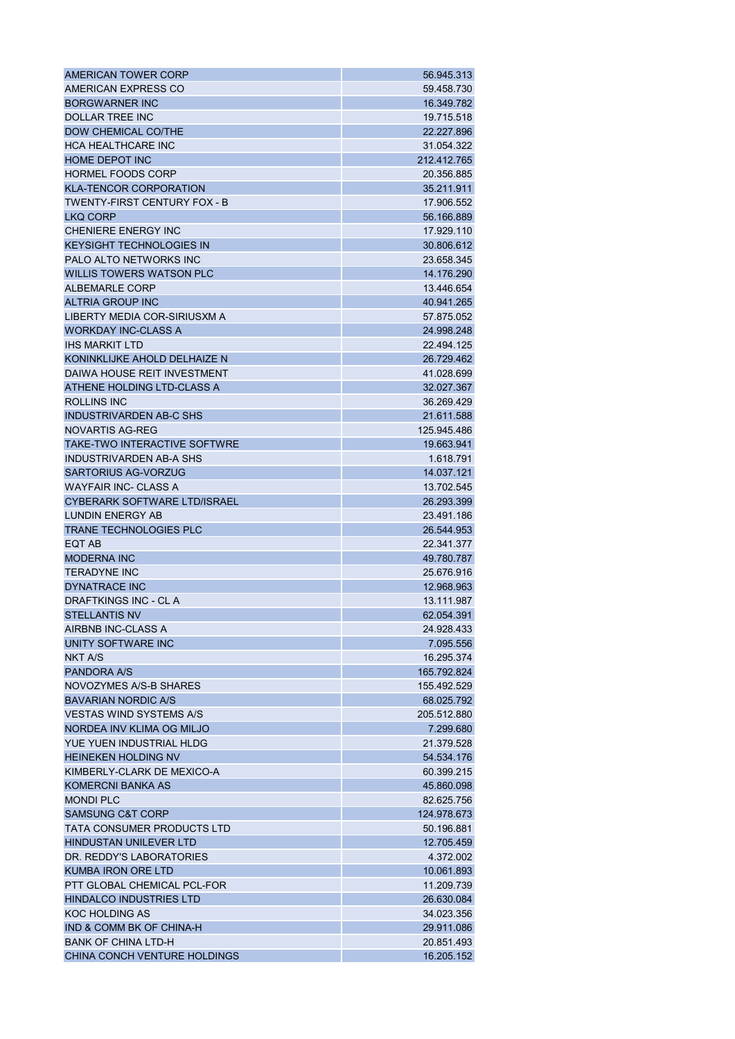| | |
|---|---|
| AMERICAN TOWER CORP | 56.945.313 |
| AMERICAN EXPRESS CO | 59.458.730 |
| BORGWARNER INC | 16.349.782 |
| DOLLAR TREE INC | 19.715.518 |
| DOW CHEMICAL CO/THE | 22.227.896 |
| HCA HEALTHCARE INC | 31.054.322 |
| HOME DEPOT INC | 212.412.765 |
| HORMEL FOODS CORP | 20.356.885 |
| KLA-TENCOR CORPORATION | 35.211.911 |
| TWENTY-FIRST CENTURY FOX - B | 17.906.552 |
| LKQ CORP | 56.166.889 |
| CHENIERE ENERGY INC | 17.929.110 |
| KEYSIGHT TECHNOLOGIES IN | 30.806.612 |
| PALO ALTO NETWORKS INC | 23.658.345 |
| WILLIS TOWERS WATSON PLC | 14.176.290 |
| ALBEMARLE CORP | 13.446.654 |
| ALTRIA GROUP INC | 40.941.265 |
| LIBERTY MEDIA COR-SIRIUSXM A | 57.875.052 |
| WORKDAY INC-CLASS A | 24.998.248 |
| IHS MARKIT LTD | 22.494.125 |
| KONINKLIJKE AHOLD DELHAIZE N | 26.729.462 |
| DAIWA HOUSE REIT INVESTMENT | 41.028.699 |
| ATHENE HOLDING LTD-CLASS A | 32.027.367 |
| ROLLINS INC | 36.269.429 |
| INDUSTRIVARDEN AB-C SHS | 21.611.588 |
| NOVARTIS AG-REG | 125.945.486 |
| TAKE-TWO INTERACTIVE SOFTWRE | 19.663.941 |
| INDUSTRIVARDEN AB-A SHS | 1.618.791 |
| SARTORIUS AG-VORZUG | 14.037.121 |
| WAYFAIR INC- CLASS A | 13.702.545 |
| CYBERARK SOFTWARE LTD/ISRAEL | 26.293.399 |
| LUNDIN ENERGY AB | 23.491.186 |
| TRANE TECHNOLOGIES PLC | 26.544.953 |
| EQT AB | 22.341.377 |
| MODERNA INC | 49.780.787 |
| TERADYNE INC | 25.676.916 |
| DYNATRACE INC | 12.968.963 |
| DRAFTKINGS INC - CL A | 13.111.987 |
| STELLANTIS NV | 62.054.391 |
| AIRBNB INC-CLASS A | 24.928.433 |
| UNITY SOFTWARE INC | 7.095.556 |
| NKT A/S | 16.295.374 |
| PANDORA A/S | 165.792.824 |
| NOVOZYMES A/S-B SHARES | 155.492.529 |
| BAVARIAN NORDIC A/S | 68.025.792 |
| VESTAS WIND SYSTEMS A/S | 205.512.880 |
| NORDEA INV KLIMA OG MILJO | 7.299.680 |
| YUE YUEN INDUSTRIAL HLDG | 21.379.528 |
| HEINEKEN HOLDING NV | 54.534.176 |
| KIMBERLY-CLARK DE MEXICO-A | 60.399.215 |
| KOMERCNI BANKA AS | 45.860.098 |
| MONDI PLC | 82.625.756 |
| SAMSUNG C&T CORP | 124.978.673 |
| TATA CONSUMER PRODUCTS LTD | 50.196.881 |
| HINDUSTAN UNILEVER LTD | 12.705.459 |
| DR. REDDY'S LABORATORIES | 4.372.002 |
| KUMBA IRON ORE LTD | 10.061.893 |
| PTT GLOBAL CHEMICAL PCL-FOR | 11.209.739 |
| HINDALCO INDUSTRIES LTD | 26.630.084 |
| KOC HOLDING AS | 34.023.356 |
| IND & COMM BK OF CHINA-H | 29.911.086 |
| BANK OF CHINA LTD-H | 20.851.493 |
| CHINA CONCH VENTURE HOLDINGS | 16.205.152 |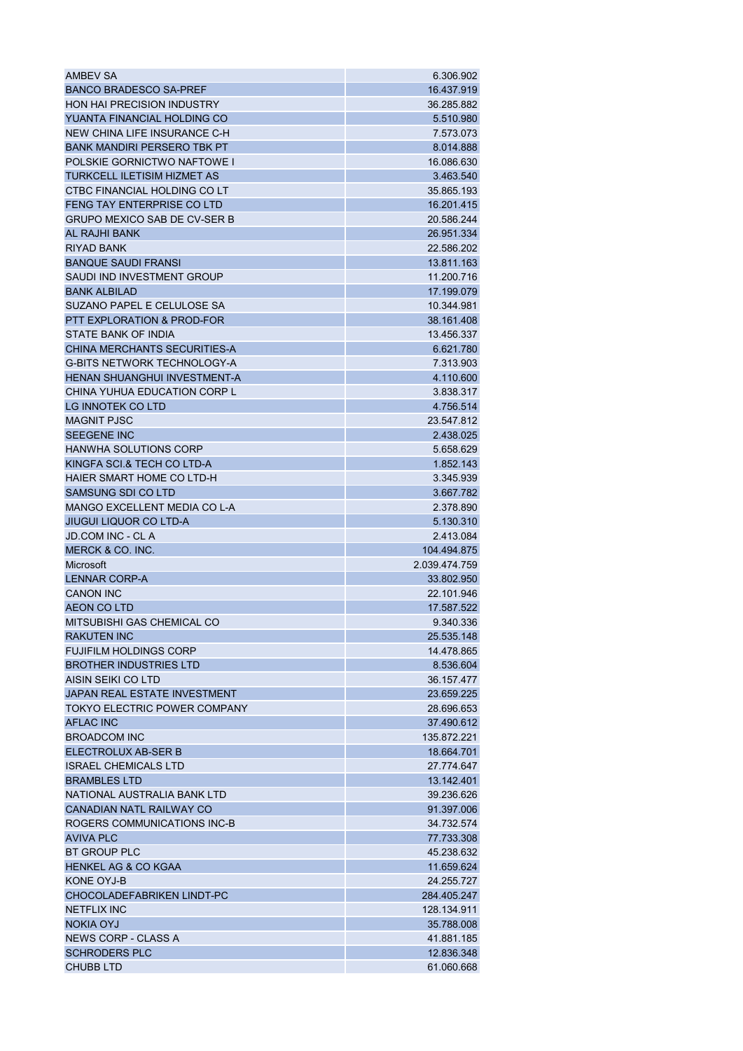| | |
|---|---|
| AMBEV SA | 6.306.902 |
| BANCO BRADESCO SA-PREF | 16.437.919 |
| HON HAI PRECISION INDUSTRY | 36.285.882 |
| YUANTA FINANCIAL HOLDING CO | 5.510.980 |
| NEW CHINA LIFE INSURANCE C-H | 7.573.073 |
| BANK MANDIRI PERSERO TBK PT | 8.014.888 |
| POLSKIE GORNICTWO NAFTOWE I | 16.086.630 |
| TURKCELL ILETISIM HIZMET AS | 3.463.540 |
| CTBC FINANCIAL HOLDING CO LT | 35.865.193 |
| FENG TAY ENTERPRISE CO LTD | 16.201.415 |
| GRUPO MEXICO SAB DE CV-SER B | 20.586.244 |
| AL RAJHI BANK | 26.951.334 |
| RIYAD BANK | 22.586.202 |
| BANQUE SAUDI FRANSI | 13.811.163 |
| SAUDI IND INVESTMENT GROUP | 11.200.716 |
| BANK ALBILAD | 17.199.079 |
| SUZANO PAPEL E CELULOSE SA | 10.344.981 |
| PTT EXPLORATION & PROD-FOR | 38.161.408 |
| STATE BANK OF INDIA | 13.456.337 |
| CHINA MERCHANTS SECURITIES-A | 6.621.780 |
| G-BITS NETWORK TECHNOLOGY-A | 7.313.903 |
| HENAN SHUANGHUI INVESTMENT-A | 4.110.600 |
| CHINA YUHUA EDUCATION CORP L | 3.838.317 |
| LG INNOTEK CO LTD | 4.756.514 |
| MAGNIT PJSC | 23.547.812 |
| SEEGENE INC | 2.438.025 |
| HANWHA SOLUTIONS CORP | 5.658.629 |
| KINGFA SCI.& TECH CO LTD-A | 1.852.143 |
| HAIER SMART HOME CO LTD-H | 3.345.939 |
| SAMSUNG SDI CO LTD | 3.667.782 |
| MANGO EXCELLENT MEDIA CO L-A | 2.378.890 |
| JIUGUI LIQUOR CO LTD-A | 5.130.310 |
| JD.COM INC - CL A | 2.413.084 |
| MERCK & CO. INC. | 104.494.875 |
| Microsoft | 2.039.474.759 |
| LENNAR CORP-A | 33.802.950 |
| CANON INC | 22.101.946 |
| AEON CO LTD | 17.587.522 |
| MITSUBISHI GAS CHEMICAL CO | 9.340.336 |
| RAKUTEN INC | 25.535.148 |
| FUJIFILM HOLDINGS CORP | 14.478.865 |
| BROTHER INDUSTRIES LTD | 8.536.604 |
| AISIN SEIKI CO LTD | 36.157.477 |
| JAPAN REAL ESTATE INVESTMENT | 23.659.225 |
| TOKYO ELECTRIC POWER COMPANY | 28.696.653 |
| AFLAC INC | 37.490.612 |
| BROADCOM INC | 135.872.221 |
| ELECTROLUX AB-SER B | 18.664.701 |
| ISRAEL CHEMICALS LTD | 27.774.647 |
| BRAMBLES LTD | 13.142.401 |
| NATIONAL AUSTRALIA BANK LTD | 39.236.626 |
| CANADIAN NATL RAILWAY CO | 91.397.006 |
| ROGERS COMMUNICATIONS INC-B | 34.732.574 |
| AVIVA PLC | 77.733.308 |
| BT GROUP PLC | 45.238.632 |
| HENKEL AG & CO KGAA | 11.659.624 |
| KONE OYJ-B | 24.255.727 |
| CHOCOLADEFABRIKEN LINDT-PC | 284.405.247 |
| NETFLIX INC | 128.134.911 |
| NOKIA OYJ | 35.788.008 |
| NEWS CORP - CLASS A | 41.881.185 |
| SCHRODERS PLC | 12.836.348 |
| CHUBB LTD | 61.060.668 |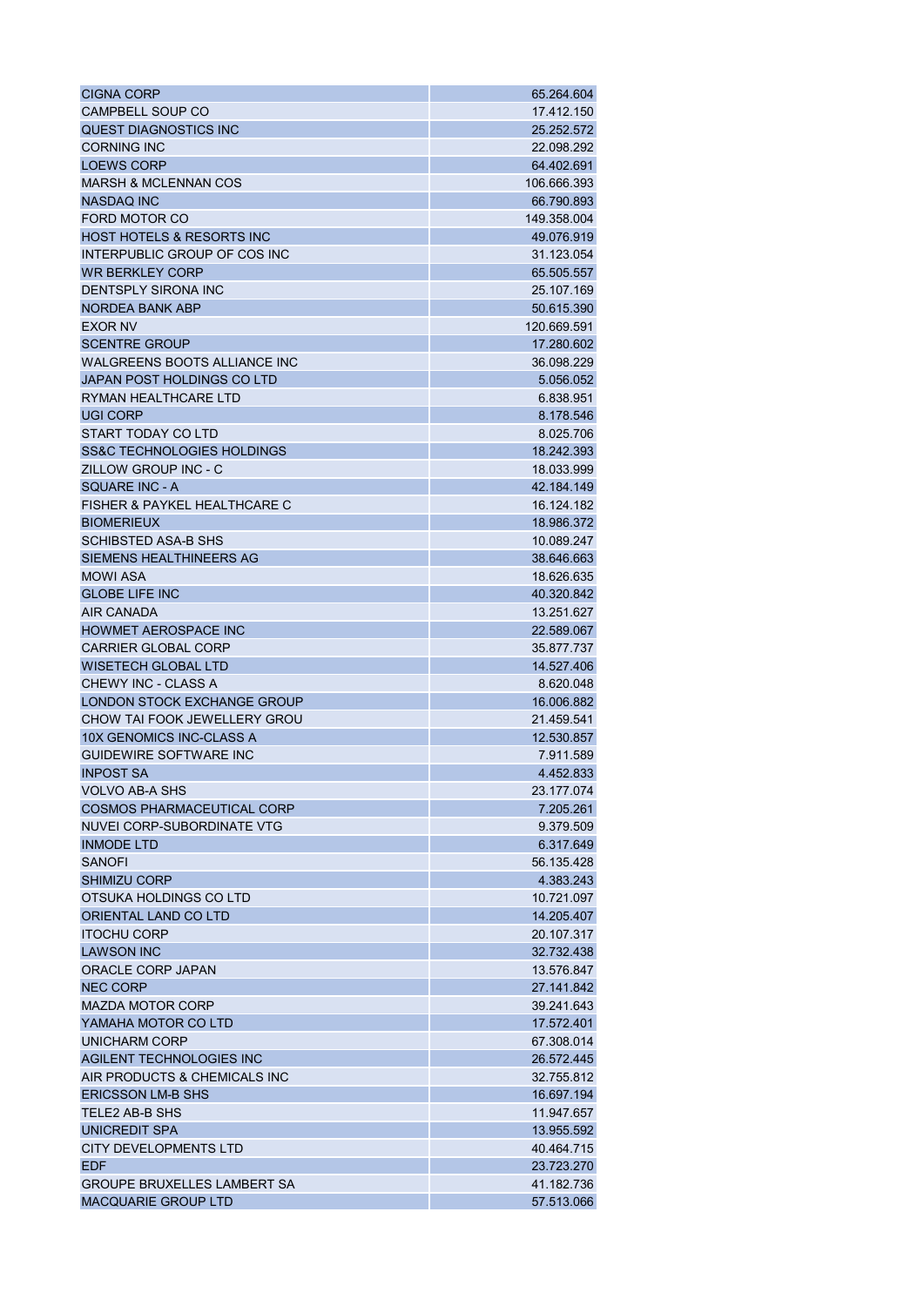| | |
|---|---|
| CIGNA CORP | 65.264.604 |
| CAMPBELL SOUP CO | 17.412.150 |
| QUEST DIAGNOSTICS INC | 25.252.572 |
| CORNING INC | 22.098.292 |
| LOEWS CORP | 64.402.691 |
| MARSH & MCLENNAN COS | 106.666.393 |
| NASDAQ INC | 66.790.893 |
| FORD MOTOR CO | 149.358.004 |
| HOST HOTELS & RESORTS INC | 49.076.919 |
| INTERPUBLIC GROUP OF COS INC | 31.123.054 |
| WR BERKLEY CORP | 65.505.557 |
| DENTSPLY SIRONA INC | 25.107.169 |
| NORDEA BANK ABP | 50.615.390 |
| EXOR NV | 120.669.591 |
| SCENTRE GROUP | 17.280.602 |
| WALGREENS BOOTS ALLIANCE INC | 36.098.229 |
| JAPAN POST HOLDINGS CO LTD | 5.056.052 |
| RYMAN HEALTHCARE LTD | 6.838.951 |
| UGI CORP | 8.178.546 |
| START TODAY CO LTD | 8.025.706 |
| SS&C TECHNOLOGIES HOLDINGS | 18.242.393 |
| ZILLOW GROUP INC - C | 18.033.999 |
| SQUARE INC - A | 42.184.149 |
| FISHER & PAYKEL HEALTHCARE C | 16.124.182 |
| BIOMERIEUX | 18.986.372 |
| SCHIBSTED ASA-B SHS | 10.089.247 |
| SIEMENS HEALTHINEERS AG | 38.646.663 |
| MOWI ASA | 18.626.635 |
| GLOBE LIFE INC | 40.320.842 |
| AIR CANADA | 13.251.627 |
| HOWMET AEROSPACE INC | 22.589.067 |
| CARRIER GLOBAL CORP | 35.877.737 |
| WISETECH GLOBAL LTD | 14.527.406 |
| CHEWY INC - CLASS A | 8.620.048 |
| LONDON STOCK EXCHANGE GROUP | 16.006.882 |
| CHOW TAI FOOK JEWELLERY GROU | 21.459.541 |
| 10X GENOMICS INC-CLASS A | 12.530.857 |
| GUIDEWIRE SOFTWARE INC | 7.911.589 |
| INPOST SA | 4.452.833 |
| VOLVO AB-A SHS | 23.177.074 |
| COSMOS PHARMACEUTICAL CORP | 7.205.261 |
| NUVEI CORP-SUBORDINATE VTG | 9.379.509 |
| INMODE LTD | 6.317.649 |
| SANOFI | 56.135.428 |
| SHIMIZU CORP | 4.383.243 |
| OTSUKA HOLDINGS CO LTD | 10.721.097 |
| ORIENTAL LAND CO LTD | 14.205.407 |
| ITOCHU CORP | 20.107.317 |
| LAWSON INC | 32.732.438 |
| ORACLE CORP JAPAN | 13.576.847 |
| NEC CORP | 27.141.842 |
| MAZDA MOTOR CORP | 39.241.643 |
| YAMAHA MOTOR CO LTD | 17.572.401 |
| UNICHARM CORP | 67.308.014 |
| AGILENT TECHNOLOGIES INC | 26.572.445 |
| AIR PRODUCTS & CHEMICALS INC | 32.755.812 |
| ERICSSON LM-B SHS | 16.697.194 |
| TELE2 AB-B SHS | 11.947.657 |
| UNICREDIT SPA | 13.955.592 |
| CITY DEVELOPMENTS LTD | 40.464.715 |
| EDF | 23.723.270 |
| GROUPE BRUXELLES LAMBERT SA | 41.182.736 |
| MACQUARIE GROUP LTD | 57.513.066 |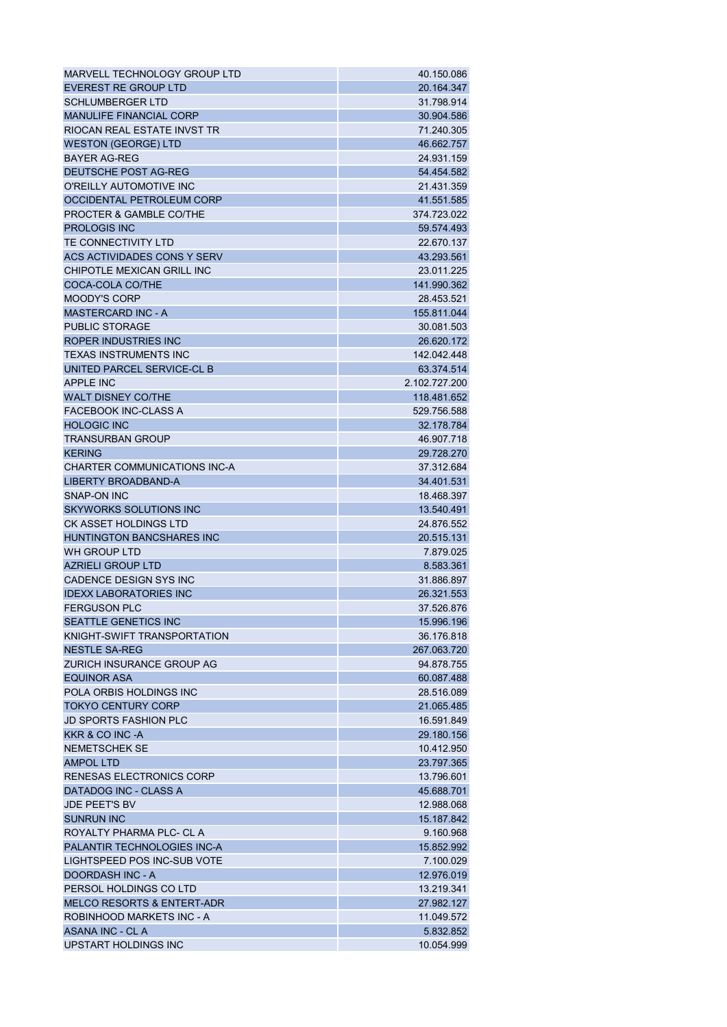| | |
|---|---|
| MARVELL TECHNOLOGY GROUP LTD | 40.150.086 |
| EVEREST RE GROUP LTD | 20.164.347 |
| SCHLUMBERGER LTD | 31.798.914 |
| MANULIFE FINANCIAL CORP | 30.904.586 |
| RIOCAN REAL ESTATE INVST TR | 71.240.305 |
| WESTON (GEORGE) LTD | 46.662.757 |
| BAYER AG-REG | 24.931.159 |
| DEUTSCHE POST AG-REG | 54.454.582 |
| O'REILLY AUTOMOTIVE INC | 21.431.359 |
| OCCIDENTAL PETROLEUM CORP | 41.551.585 |
| PROCTER & GAMBLE CO/THE | 374.723.022 |
| PROLOGIS INC | 59.574.493 |
| TE CONNECTIVITY LTD | 22.670.137 |
| ACS ACTIVIDADES CONS Y SERV | 43.293.561 |
| CHIPOTLE MEXICAN GRILL INC | 23.011.225 |
| COCA-COLA CO/THE | 141.990.362 |
| MOODY'S CORP | 28.453.521 |
| MASTERCARD INC - A | 155.811.044 |
| PUBLIC STORAGE | 30.081.503 |
| ROPER INDUSTRIES INC | 26.620.172 |
| TEXAS INSTRUMENTS INC | 142.042.448 |
| UNITED PARCEL SERVICE-CL B | 63.374.514 |
| APPLE INC | 2.102.727.200 |
| WALT DISNEY CO/THE | 118.481.652 |
| FACEBOOK INC-CLASS A | 529.756.588 |
| HOLOGIC INC | 32.178.784 |
| TRANSURBAN GROUP | 46.907.718 |
| KERING | 29.728.270 |
| CHARTER COMMUNICATIONS INC-A | 37.312.684 |
| LIBERTY BROADBAND-A | 34.401.531 |
| SNAP-ON INC | 18.468.397 |
| SKYWORKS SOLUTIONS INC | 13.540.491 |
| CK ASSET HOLDINGS LTD | 24.876.552 |
| HUNTINGTON BANCSHARES INC | 20.515.131 |
| WH GROUP LTD | 7.879.025 |
| AZRIELI GROUP LTD | 8.583.361 |
| CADENCE DESIGN SYS INC | 31.886.897 |
| IDEXX LABORATORIES INC | 26.321.553 |
| FERGUSON PLC | 37.526.876 |
| SEATTLE GENETICS INC | 15.996.196 |
| KNIGHT-SWIFT TRANSPORTATION | 36.176.818 |
| NESTLE SA-REG | 267.063.720 |
| ZURICH INSURANCE GROUP AG | 94.878.755 |
| EQUINOR ASA | 60.087.488 |
| POLA ORBIS HOLDINGS INC | 28.516.089 |
| TOKYO CENTURY CORP | 21.065.485 |
| JD SPORTS FASHION PLC | 16.591.849 |
| KKR & CO INC -A | 29.180.156 |
| NEMETSCHEK SE | 10.412.950 |
| AMPOL LTD | 23.797.365 |
| RENESAS ELECTRONICS CORP | 13.796.601 |
| DATADOG INC - CLASS A | 45.688.701 |
| JDE PEET'S BV | 12.988.068 |
| SUNRUN INC | 15.187.842 |
| ROYALTY PHARMA PLC- CL A | 9.160.968 |
| PALANTIR TECHNOLOGIES INC-A | 15.852.992 |
| LIGHTSPEED POS INC-SUB VOTE | 7.100.029 |
| DOORDASH INC - A | 12.976.019 |
| PERSOL HOLDINGS CO LTD | 13.219.341 |
| MELCO RESORTS & ENTERT-ADR | 27.982.127 |
| ROBINHOOD MARKETS INC - A | 11.049.572 |
| ASANA INC - CL A | 5.832.852 |
| UPSTART HOLDINGS INC | 10.054.999 |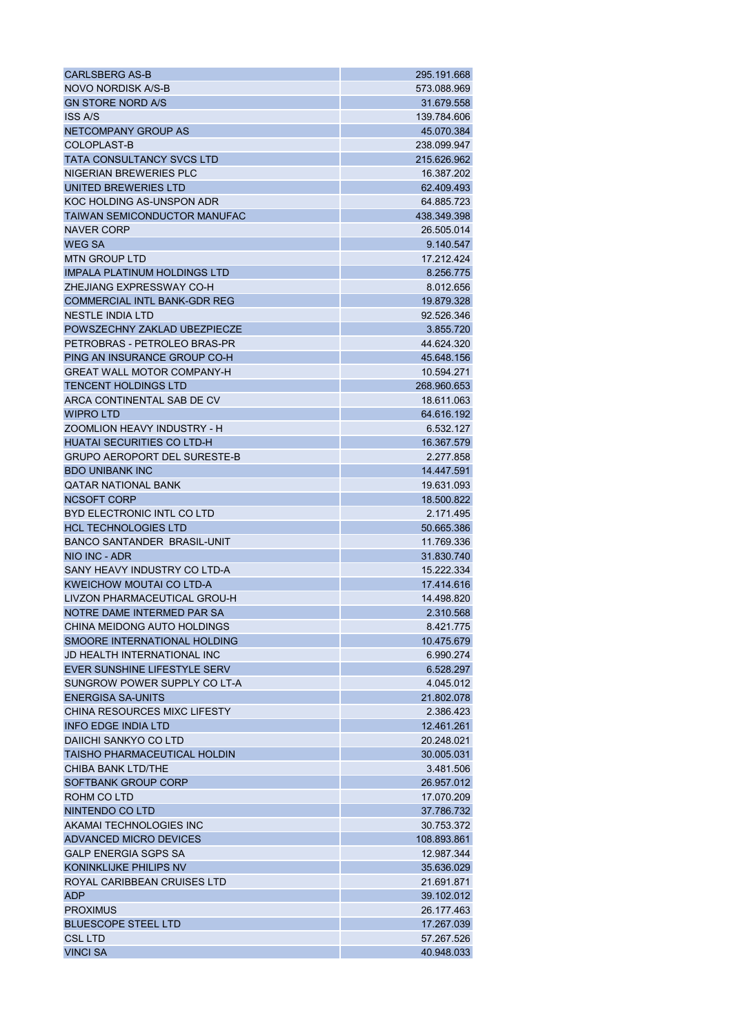| | |
|---|---|
| CARLSBERG AS-B | 295.191.668 |
| NOVO NORDISK A/S-B | 573.088.969 |
| GN STORE NORD A/S | 31.679.558 |
| ISS A/S | 139.784.606 |
| NETCOMPANY GROUP AS | 45.070.384 |
| COLOPLAST-B | 238.099.947 |
| TATA CONSULTANCY SVCS LTD | 215.626.962 |
| NIGERIAN BREWERIES PLC | 16.387.202 |
| UNITED BREWERIES LTD | 62.409.493 |
| KOC HOLDING AS-UNSPON ADR | 64.885.723 |
| TAIWAN SEMICONDUCTOR MANUFAC | 438.349.398 |
| NAVER CORP | 26.505.014 |
| WEG SA | 9.140.547 |
| MTN GROUP LTD | 17.212.424 |
| IMPALA PLATINUM HOLDINGS LTD | 8.256.775 |
| ZHEJIANG EXPRESSWAY CO-H | 8.012.656 |
| COMMERCIAL INTL BANK-GDR REG | 19.879.328 |
| NESTLE INDIA LTD | 92.526.346 |
| POWSZECHNY ZAKLAD UBEZPIECZE | 3.855.720 |
| PETROBRAS - PETROLEO BRAS-PR | 44.624.320 |
| PING AN INSURANCE GROUP CO-H | 45.648.156 |
| GREAT WALL MOTOR COMPANY-H | 10.594.271 |
| TENCENT HOLDINGS LTD | 268.960.653 |
| ARCA CONTINENTAL SAB DE CV | 18.611.063 |
| WIPRO LTD | 64.616.192 |
| ZOOMLION HEAVY INDUSTRY - H | 6.532.127 |
| HUATAI SECURITIES CO LTD-H | 16.367.579 |
| GRUPO AEROPORT DEL SURESTE-B | 2.277.858 |
| BDO UNIBANK INC | 14.447.591 |
| QATAR NATIONAL BANK | 19.631.093 |
| NCSOFT CORP | 18.500.822 |
| BYD ELECTRONIC INTL CO LTD | 2.171.495 |
| HCL TECHNOLOGIES LTD | 50.665.386 |
| BANCO SANTANDER BRASIL-UNIT | 11.769.336 |
| NIO INC - ADR | 31.830.740 |
| SANY HEAVY INDUSTRY CO LTD-A | 15.222.334 |
| KWEICHOW MOUTAI CO LTD-A | 17.414.616 |
| LIVZON PHARMACEUTICAL GROU-H | 14.498.820 |
| NOTRE DAME INTERMED PAR SA | 2.310.568 |
| CHINA MEIDONG AUTO HOLDINGS | 8.421.775 |
| SMOORE INTERNATIONAL HOLDING | 10.475.679 |
| JD HEALTH INTERNATIONAL INC | 6.990.274 |
| EVER SUNSHINE LIFESTYLE SERV | 6.528.297 |
| SUNGROW POWER SUPPLY CO LT-A | 4.045.012 |
| ENERGISA SA-UNITS | 21.802.078 |
| CHINA RESOURCES MIXC LIFESTY | 2.386.423 |
| INFO EDGE INDIA LTD | 12.461.261 |
| DAIICHI SANKYO CO LTD | 20.248.021 |
| TAISHO PHARMACEUTICAL HOLDIN | 30.005.031 |
| CHIBA BANK LTD/THE | 3.481.506 |
| SOFTBANK GROUP CORP | 26.957.012 |
| ROHM CO LTD | 17.070.209 |
| NINTENDO CO LTD | 37.786.732 |
| AKAMAI TECHNOLOGIES INC | 30.753.372 |
| ADVANCED MICRO DEVICES | 108.893.861 |
| GALP ENERGIA SGPS SA | 12.987.344 |
| KONINKLIJKE PHILIPS NV | 35.636.029 |
| ROYAL CARIBBEAN CRUISES LTD | 21.691.871 |
| ADP | 39.102.012 |
| PROXIMUS | 26.177.463 |
| BLUESCOPE STEEL LTD | 17.267.039 |
| CSL LTD | 57.267.526 |
| VINCI SA | 40.948.033 |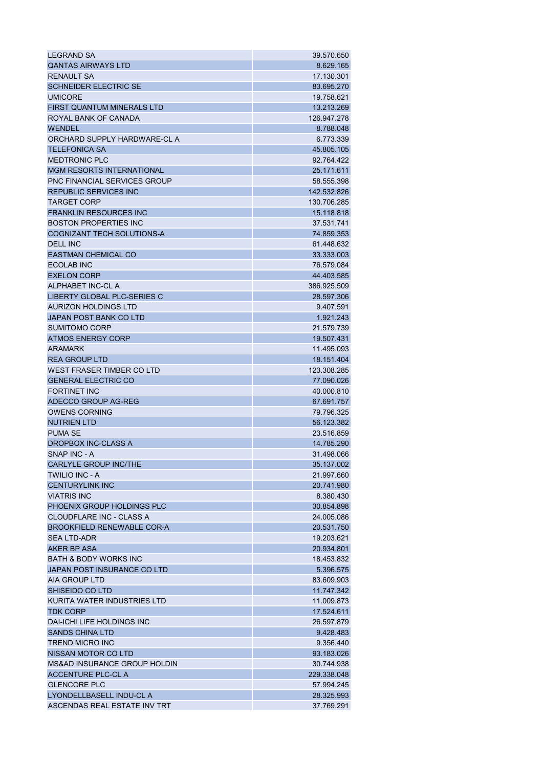| | |
|---|---|
| LEGRAND SA | 39.570.650 |
| QANTAS AIRWAYS LTD | 8.629.165 |
| RENAULT SA | 17.130.301 |
| SCHNEIDER ELECTRIC SE | 83.695.270 |
| UMICORE | 19.758.621 |
| FIRST QUANTUM MINERALS LTD | 13.213.269 |
| ROYAL BANK OF CANADA | 126.947.278 |
| WENDEL | 8.788.048 |
| ORCHARD SUPPLY HARDWARE-CL A | 6.773.339 |
| TELEFONICA SA | 45.805.105 |
| MEDTRONIC PLC | 92.764.422 |
| MGM RESORTS INTERNATIONAL | 25.171.611 |
| PNC FINANCIAL SERVICES GROUP | 58.555.398 |
| REPUBLIC SERVICES INC | 142.532.826 |
| TARGET CORP | 130.706.285 |
| FRANKLIN RESOURCES INC | 15.118.818 |
| BOSTON PROPERTIES INC | 37.531.741 |
| COGNIZANT TECH SOLUTIONS-A | 74.859.353 |
| DELL INC | 61.448.632 |
| EASTMAN CHEMICAL CO | 33.333.003 |
| ECOLAB INC | 76.579.084 |
| EXELON CORP | 44.403.585 |
| ALPHABET INC-CL A | 386.925.509 |
| LIBERTY GLOBAL PLC-SERIES C | 28.597.306 |
| AURIZON HOLDINGS LTD | 9.407.591 |
| JAPAN POST BANK CO LTD | 1.921.243 |
| SUMITOMO CORP | 21.579.739 |
| ATMOS ENERGY CORP | 19.507.431 |
| ARAMARK | 11.495.093 |
| REA GROUP LTD | 18.151.404 |
| WEST FRASER TIMBER CO LTD | 123.308.285 |
| GENERAL ELECTRIC CO | 77.090.026 |
| FORTINET INC | 40.000.810 |
| ADECCO GROUP AG-REG | 67.691.757 |
| OWENS CORNING | 79.796.325 |
| NUTRIEN LTD | 56.123.382 |
| PUMA SE | 23.516.859 |
| DROPBOX INC-CLASS A | 14.785.290 |
| SNAP INC - A | 31.498.066 |
| CARLYLE GROUP INC/THE | 35.137.002 |
| TWILIO INC - A | 21.997.660 |
| CENTURYLINK INC | 20.741.980 |
| VIATRIS INC | 8.380.430 |
| PHOENIX GROUP HOLDINGS PLC | 30.854.898 |
| CLOUDFLARE INC - CLASS A | 24.005.086 |
| BROOKFIELD RENEWABLE COR-A | 20.531.750 |
| SEA LTD-ADR | 19.203.621 |
| AKER BP ASA | 20.934.801 |
| BATH & BODY WORKS INC | 18.453.832 |
| JAPAN POST INSURANCE CO LTD | 5.396.575 |
| AIA GROUP LTD | 83.609.903 |
| SHISEIDO CO LTD | 11.747.342 |
| KURITA WATER INDUSTRIES LTD | 11.009.873 |
| TDK CORP | 17.524.611 |
| DAI-ICHI LIFE HOLDINGS INC | 26.597.879 |
| SANDS CHINA LTD | 9.428.483 |
| TREND MICRO INC | 9.356.440 |
| NISSAN MOTOR CO LTD | 93.183.026 |
| MS&AD INSURANCE GROUP HOLDIN | 30.744.938 |
| ACCENTURE PLC-CL A | 229.338.048 |
| GLENCORE PLC | 57.994.245 |
| LYONDELLBASELL INDU-CL A | 28.325.993 |
| ASCENDAS REAL ESTATE INV TRT | 37.769.291 |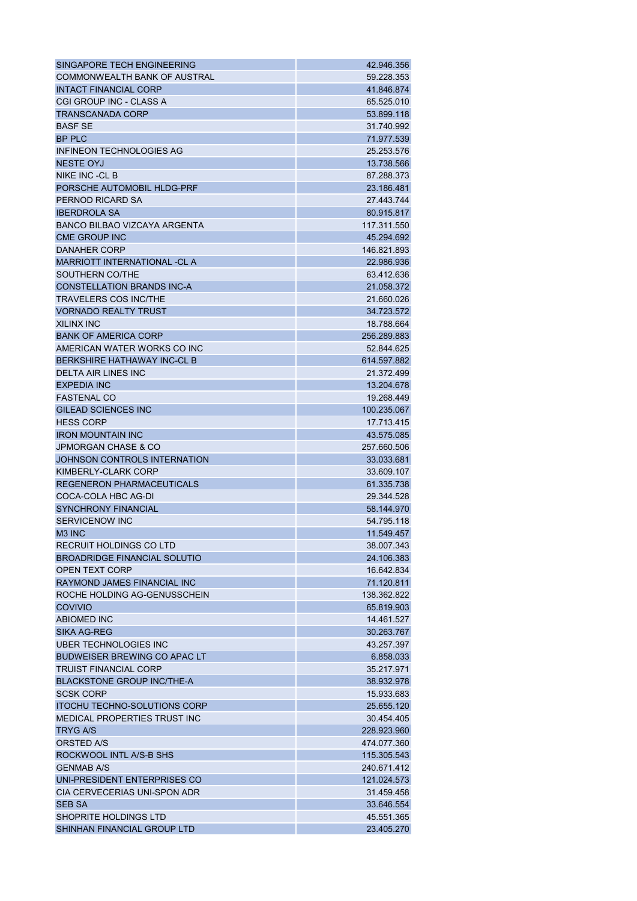| | |
|---|---|
| SINGAPORE TECH ENGINEERING | 42.946.356 |
| COMMONWEALTH BANK OF AUSTRAL | 59.228.353 |
| INTACT FINANCIAL CORP | 41.846.874 |
| CGI GROUP INC - CLASS A | 65.525.010 |
| TRANSCANADA CORP | 53.899.118 |
| BASF SE | 31.740.992 |
| BP PLC | 71.977.539 |
| INFINEON TECHNOLOGIES AG | 25.253.576 |
| NESTE OYJ | 13.738.566 |
| NIKE INC -CL B | 87.288.373 |
| PORSCHE AUTOMOBIL HLDG-PRF | 23.186.481 |
| PERNOD RICARD SA | 27.443.744 |
| IBERDROLA SA | 80.915.817 |
| BANCO BILBAO VIZCAYA ARGENTA | 117.311.550 |
| CME GROUP INC | 45.294.692 |
| DANAHER CORP | 146.821.893 |
| MARRIOTT INTERNATIONAL -CL A | 22.986.936 |
| SOUTHERN CO/THE | 63.412.636 |
| CONSTELLATION BRANDS INC-A | 21.058.372 |
| TRAVELERS COS INC/THE | 21.660.026 |
| VORNADO REALTY TRUST | 34.723.572 |
| XILINX INC | 18.788.664 |
| BANK OF AMERICA CORP | 256.289.883 |
| AMERICAN WATER WORKS CO INC | 52.844.625 |
| BERKSHIRE HATHAWAY INC-CL B | 614.597.882 |
| DELTA AIR LINES INC | 21.372.499 |
| EXPEDIA INC | 13.204.678 |
| FASTENAL CO | 19.268.449 |
| GILEAD SCIENCES INC | 100.235.067 |
| HESS CORP | 17.713.415 |
| IRON MOUNTAIN INC | 43.575.085 |
| JPMORGAN CHASE & CO | 257.660.506 |
| JOHNSON CONTROLS INTERNATION | 33.033.681 |
| KIMBERLY-CLARK CORP | 33.609.107 |
| REGENERON PHARMACEUTICALS | 61.335.738 |
| COCA-COLA HBC AG-DI | 29.344.528 |
| SYNCHRONY FINANCIAL | 58.144.970 |
| SERVICENOW INC | 54.795.118 |
| M3 INC | 11.549.457 |
| RECRUIT HOLDINGS CO LTD | 38.007.343 |
| BROADRIDGE FINANCIAL SOLUTIO | 24.106.383 |
| OPEN TEXT CORP | 16.642.834 |
| RAYMOND JAMES FINANCIAL INC | 71.120.811 |
| ROCHE HOLDING AG-GENUSSCHEIN | 138.362.822 |
| COVIVIO | 65.819.903 |
| ABIOMED INC | 14.461.527 |
| SIKA AG-REG | 30.263.767 |
| UBER TECHNOLOGIES INC | 43.257.397 |
| BUDWEISER BREWING CO APAC LT | 6.858.033 |
| TRUIST FINANCIAL CORP | 35.217.971 |
| BLACKSTONE GROUP INC/THE-A | 38.932.978 |
| SCSK CORP | 15.933.683 |
| ITOCHU TECHNO-SOLUTIONS CORP | 25.655.120 |
| MEDICAL PROPERTIES TRUST INC | 30.454.405 |
| TRYG A/S | 228.923.960 |
| ORSTED A/S | 474.077.360 |
| ROCKWOOL INTL A/S-B SHS | 115.305.543 |
| GENMAB A/S | 240.671.412 |
| UNI-PRESIDENT ENTERPRISES CO | 121.024.573 |
| CIA CERVECERIAS UNI-SPON ADR | 31.459.458 |
| SEB SA | 33.646.554 |
| SHOPRITE HOLDINGS LTD | 45.551.365 |
| SHINHAN FINANCIAL GROUP LTD | 23.405.270 |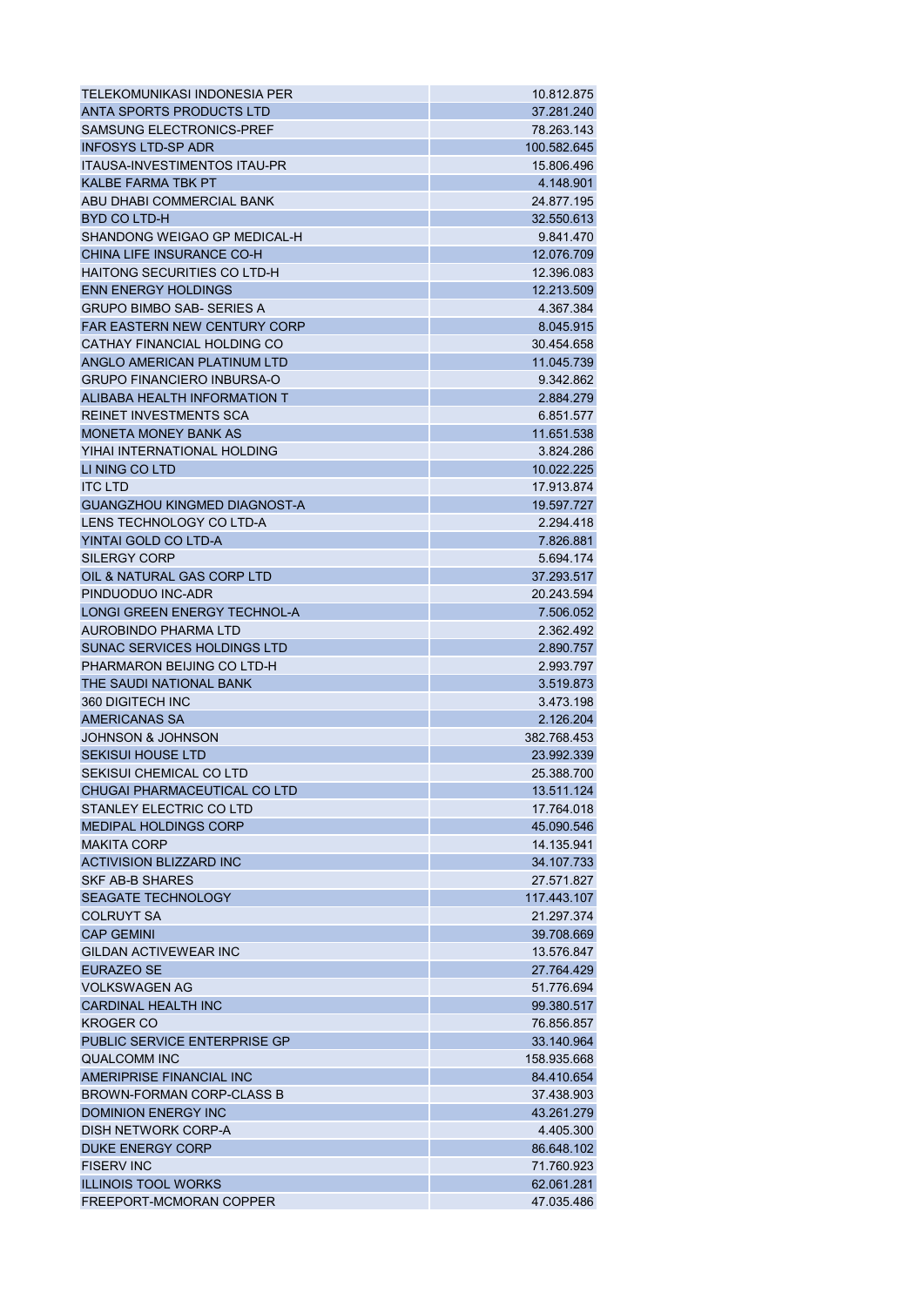| | |
|---|---|
| TELEKOMUNIKASI INDONESIA PER | 10.812.875 |
| ANTA SPORTS PRODUCTS LTD | 37.281.240 |
| SAMSUNG ELECTRONICS-PREF | 78.263.143 |
| INFOSYS LTD-SP ADR | 100.582.645 |
| ITAUSA-INVESTIMENTOS ITAU-PR | 15.806.496 |
| KALBE FARMA TBK PT | 4.148.901 |
| ABU DHABI COMMERCIAL BANK | 24.877.195 |
| BYD CO LTD-H | 32.550.613 |
| SHANDONG WEIGAO GP MEDICAL-H | 9.841.470 |
| CHINA LIFE INSURANCE CO-H | 12.076.709 |
| HAITONG SECURITIES CO LTD-H | 12.396.083 |
| ENN ENERGY HOLDINGS | 12.213.509 |
| GRUPO BIMBO SAB- SERIES A | 4.367.384 |
| FAR EASTERN NEW CENTURY CORP | 8.045.915 |
| CATHAY FINANCIAL HOLDING CO | 30.454.658 |
| ANGLO AMERICAN PLATINUM LTD | 11.045.739 |
| GRUPO FINANCIERO INBURSA-O | 9.342.862 |
| ALIBABA HEALTH INFORMATION T | 2.884.279 |
| REINET INVESTMENTS SCA | 6.851.577 |
| MONETA MONEY BANK AS | 11.651.538 |
| YIHAI INTERNATIONAL HOLDING | 3.824.286 |
| LI NING CO LTD | 10.022.225 |
| ITC LTD | 17.913.874 |
| GUANGZHOU KINGMED DIAGNOST-A | 19.597.727 |
| LENS TECHNOLOGY CO LTD-A | 2.294.418 |
| YINTAI GOLD CO LTD-A | 7.826.881 |
| SILERGY CORP | 5.694.174 |
| OIL & NATURAL GAS CORP LTD | 37.293.517 |
| PINDUODUO INC-ADR | 20.243.594 |
| LONGI GREEN ENERGY TECHNOL-A | 7.506.052 |
| AUROBINDO PHARMA LTD | 2.362.492 |
| SUNAC SERVICES HOLDINGS LTD | 2.890.757 |
| PHARMARON BEIJING CO LTD-H | 2.993.797 |
| THE SAUDI NATIONAL BANK | 3.519.873 |
| 360 DIGITECH INC | 3.473.198 |
| AMERICANAS SA | 2.126.204 |
| JOHNSON & JOHNSON | 382.768.453 |
| SEKISUI HOUSE LTD | 23.992.339 |
| SEKISUI CHEMICAL CO LTD | 25.388.700 |
| CHUGAI PHARMACEUTICAL CO LTD | 13.511.124 |
| STANLEY ELECTRIC CO LTD | 17.764.018 |
| MEDIPAL HOLDINGS CORP | 45.090.546 |
| MAKITA CORP | 14.135.941 |
| ACTIVISION BLIZZARD INC | 34.107.733 |
| SKF AB-B SHARES | 27.571.827 |
| SEAGATE TECHNOLOGY | 117.443.107 |
| COLRUYT SA | 21.297.374 |
| CAP GEMINI | 39.708.669 |
| GILDAN ACTIVEWEAR INC | 13.576.847 |
| EURAZEO SE | 27.764.429 |
| VOLKSWAGEN AG | 51.776.694 |
| CARDINAL HEALTH INC | 99.380.517 |
| KROGER CO | 76.856.857 |
| PUBLIC SERVICE ENTERPRISE GP | 33.140.964 |
| QUALCOMM INC | 158.935.668 |
| AMERIPRISE FINANCIAL INC | 84.410.654 |
| BROWN-FORMAN CORP-CLASS B | 37.438.903 |
| DOMINION ENERGY INC | 43.261.279 |
| DISH NETWORK CORP-A | 4.405.300 |
| DUKE ENERGY CORP | 86.648.102 |
| FISERV INC | 71.760.923 |
| ILLINOIS TOOL WORKS | 62.061.281 |
| FREEPORT-MCMORAN COPPER | 47.035.486 |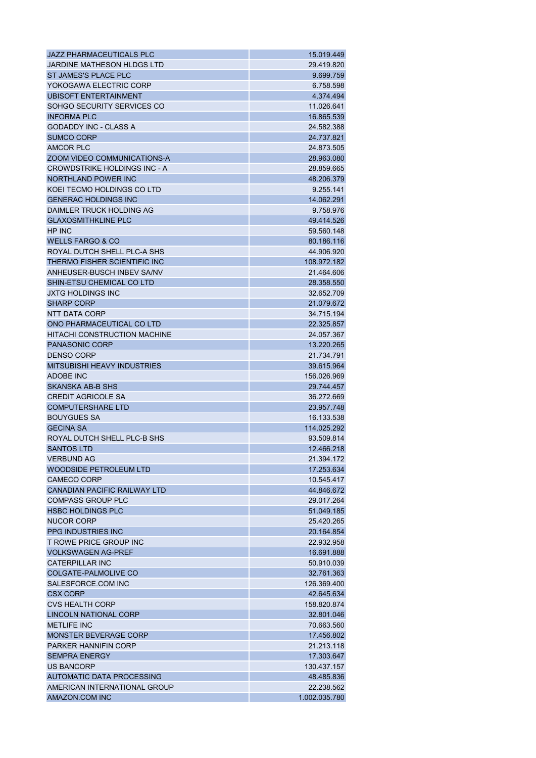| | |
|---|---|
| JAZZ PHARMACEUTICALS PLC | 15.019.449 |
| JARDINE MATHESON HLDGS LTD | 29.419.820 |
| ST JAMES'S PLACE PLC | 9.699.759 |
| YOKOGAWA ELECTRIC CORP | 6.758.598 |
| UBISOFT ENTERTAINMENT | 4.374.494 |
| SOHGO SECURITY SERVICES CO | 11.026.641 |
| INFORMA PLC | 16.865.539 |
| GODADDY INC - CLASS A | 24.582.388 |
| SUMCO CORP | 24.737.821 |
| AMCOR PLC | 24.873.505 |
| ZOOM VIDEO COMMUNICATIONS-A | 28.963.080 |
| CROWDSTRIKE HOLDINGS INC - A | 28.859.665 |
| NORTHLAND POWER INC | 48.206.379 |
| KOEI TECMO HOLDINGS CO LTD | 9.255.141 |
| GENERAC HOLDINGS INC | 14.062.291 |
| DAIMLER TRUCK HOLDING AG | 9.758.976 |
| GLAXOSMITHKLINE PLC | 49.414.526 |
| HP INC | 59.560.148 |
| WELLS FARGO & CO | 80.186.116 |
| ROYAL DUTCH SHELL PLC-A SHS | 44.906.920 |
| THERMO FISHER SCIENTIFIC INC | 108.972.182 |
| ANHEUSER-BUSCH INBEV SA/NV | 21.464.606 |
| SHIN-ETSU CHEMICAL CO LTD | 28.358.550 |
| JXTG HOLDINGS INC | 32.652.709 |
| SHARP CORP | 21.079.672 |
| NTT DATA CORP | 34.715.194 |
| ONO PHARMACEUTICAL CO LTD | 22.325.857 |
| HITACHI CONSTRUCTION MACHINE | 24.057.367 |
| PANASONIC CORP | 13.220.265 |
| DENSO CORP | 21.734.791 |
| MITSUBISHI HEAVY INDUSTRIES | 39.615.964 |
| ADOBE INC | 156.026.969 |
| SKANSKA AB-B SHS | 29.744.457 |
| CREDIT AGRICOLE SA | 36.272.669 |
| COMPUTERSHARE LTD | 23.957.748 |
| BOUYGUES SA | 16.133.538 |
| GECINA SA | 114.025.292 |
| ROYAL DUTCH SHELL PLC-B SHS | 93.509.814 |
| SANTOS LTD | 12.466.218 |
| VERBUND AG | 21.394.172 |
| WOODSIDE PETROLEUM LTD | 17.253.634 |
| CAMECO CORP | 10.545.417 |
| CANADIAN PACIFIC RAILWAY LTD | 44.846.672 |
| COMPASS GROUP PLC | 29.017.264 |
| HSBC HOLDINGS PLC | 51.049.185 |
| NUCOR CORP | 25.420.265 |
| PPG INDUSTRIES INC | 20.164.854 |
| T ROWE PRICE GROUP INC | 22.932.958 |
| VOLKSWAGEN AG-PREF | 16.691.888 |
| CATERPILLAR INC | 50.910.039 |
| COLGATE-PALMOLIVE CO | 32.761.363 |
| SALESFORCE.COM INC | 126.369.400 |
| CSX CORP | 42.645.634 |
| CVS HEALTH CORP | 158.820.874 |
| LINCOLN NATIONAL CORP | 32.801.046 |
| METLIFE INC | 70.663.560 |
| MONSTER BEVERAGE CORP | 17.456.802 |
| PARKER HANNIFIN CORP | 21.213.118 |
| SEMPRA ENERGY | 17.303.647 |
| US BANCORP | 130.437.157 |
| AUTOMATIC DATA PROCESSING | 48.485.836 |
| AMERICAN INTERNATIONAL GROUP | 22.238.562 |
| AMAZON.COM INC | 1.002.035.780 |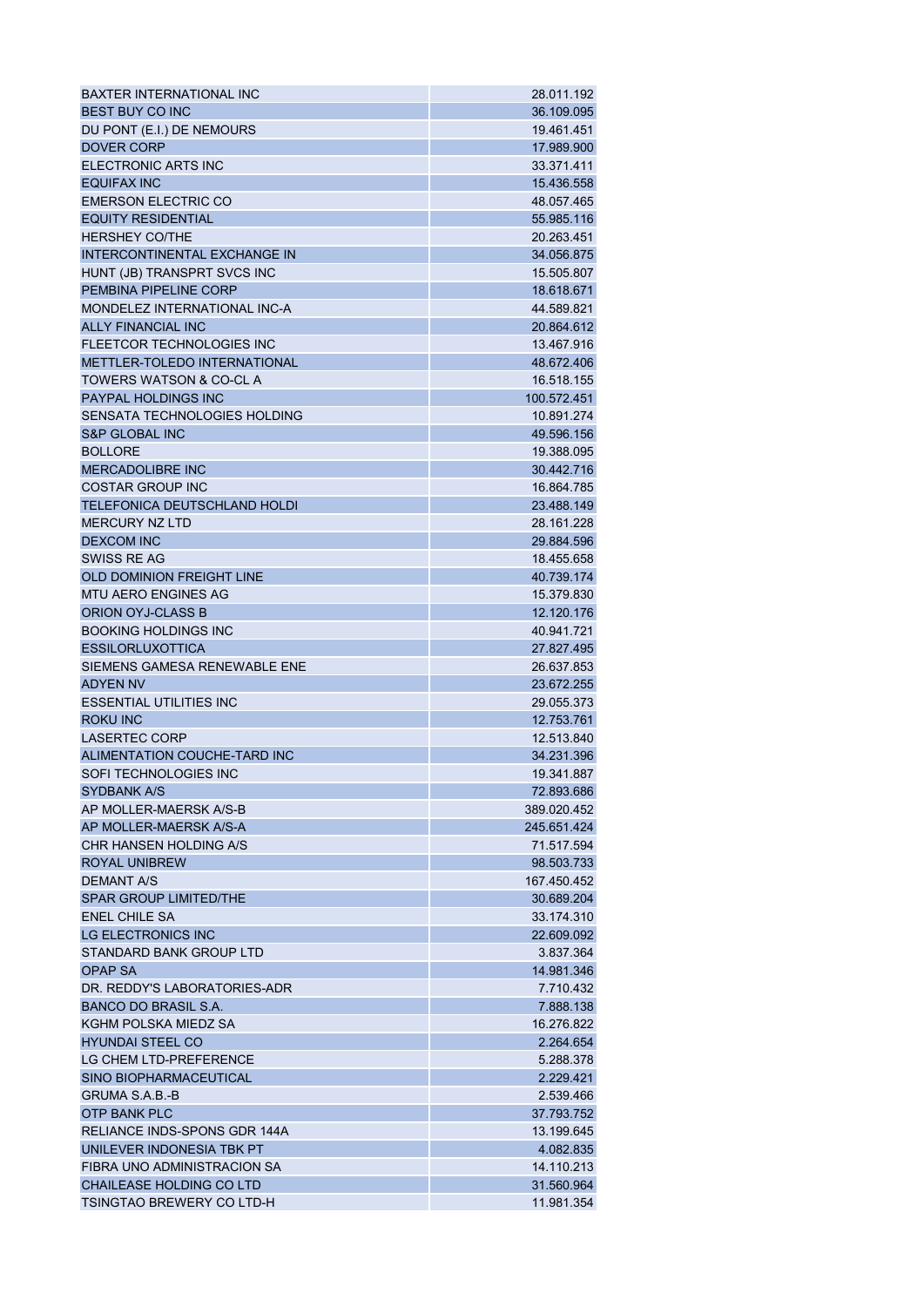| | |
|---|---|
| BAXTER INTERNATIONAL INC | 28.011.192 |
| BEST BUY CO INC | 36.109.095 |
| DU PONT (E.I.) DE NEMOURS | 19.461.451 |
| DOVER CORP | 17.989.900 |
| ELECTRONIC ARTS INC | 33.371.411 |
| EQUIFAX INC | 15.436.558 |
| EMERSON ELECTRIC CO | 48.057.465 |
| EQUITY RESIDENTIAL | 55.985.116 |
| HERSHEY CO/THE | 20.263.451 |
| INTERCONTINENTAL EXCHANGE IN | 34.056.875 |
| HUNT (JB) TRANSPRT SVCS INC | 15.505.807 |
| PEMBINA PIPELINE CORP | 18.618.671 |
| MONDELEZ INTERNATIONAL INC-A | 44.589.821 |
| ALLY FINANCIAL INC | 20.864.612 |
| FLEETCOR TECHNOLOGIES INC | 13.467.916 |
| METTLER-TOLEDO INTERNATIONAL | 48.672.406 |
| TOWERS WATSON & CO-CL A | 16.518.155 |
| PAYPAL HOLDINGS INC | 100.572.451 |
| SENSATA TECHNOLOGIES HOLDING | 10.891.274 |
| S&P GLOBAL INC | 49.596.156 |
| BOLLORE | 19.388.095 |
| MERCADOLIBRE INC | 30.442.716 |
| COSTAR GROUP INC | 16.864.785 |
| TELEFONICA DEUTSCHLAND HOLDI | 23.488.149 |
| MERCURY NZ LTD | 28.161.228 |
| DEXCOM INC | 29.884.596 |
| SWISS RE AG | 18.455.658 |
| OLD DOMINION FREIGHT LINE | 40.739.174 |
| MTU AERO ENGINES AG | 15.379.830 |
| ORION OYJ-CLASS B | 12.120.176 |
| BOOKING HOLDINGS INC | 40.941.721 |
| ESSILORLUXOTTICA | 27.827.495 |
| SIEMENS GAMESA RENEWABLE ENE | 26.637.853 |
| ADYEN NV | 23.672.255 |
| ESSENTIAL UTILITIES INC | 29.055.373 |
| ROKU INC | 12.753.761 |
| LASERTEC CORP | 12.513.840 |
| ALIMENTATION COUCHE-TARD INC | 34.231.396 |
| SOFI TECHNOLOGIES INC | 19.341.887 |
| SYDBANK A/S | 72.893.686 |
| AP MOLLER-MAERSK A/S-B | 389.020.452 |
| AP MOLLER-MAERSK A/S-A | 245.651.424 |
| CHR HANSEN HOLDING A/S | 71.517.594 |
| ROYAL UNIBREW | 98.503.733 |
| DEMANT A/S | 167.450.452 |
| SPAR GROUP LIMITED/THE | 30.689.204 |
| ENEL CHILE SA | 33.174.310 |
| LG ELECTRONICS INC | 22.609.092 |
| STANDARD BANK GROUP LTD | 3.837.364 |
| OPAP SA | 14.981.346 |
| DR. REDDY'S LABORATORIES-ADR | 7.710.432 |
| BANCO DO BRASIL S.A. | 7.888.138 |
| KGHM POLSKA MIEDZ SA | 16.276.822 |
| HYUNDAI STEEL CO | 2.264.654 |
| LG CHEM LTD-PREFERENCE | 5.288.378 |
| SINO BIOPHARMACEUTICAL | 2.229.421 |
| GRUMA S.A.B.-B | 2.539.466 |
| OTP BANK PLC | 37.793.752 |
| RELIANCE INDS-SPONS GDR 144A | 13.199.645 |
| UNILEVER INDONESIA TBK PT | 4.082.835 |
| FIBRA UNO ADMINISTRACION SA | 14.110.213 |
| CHAILEASE HOLDING CO LTD | 31.560.964 |
| TSINGTAO BREWERY CO LTD-H | 11.981.354 |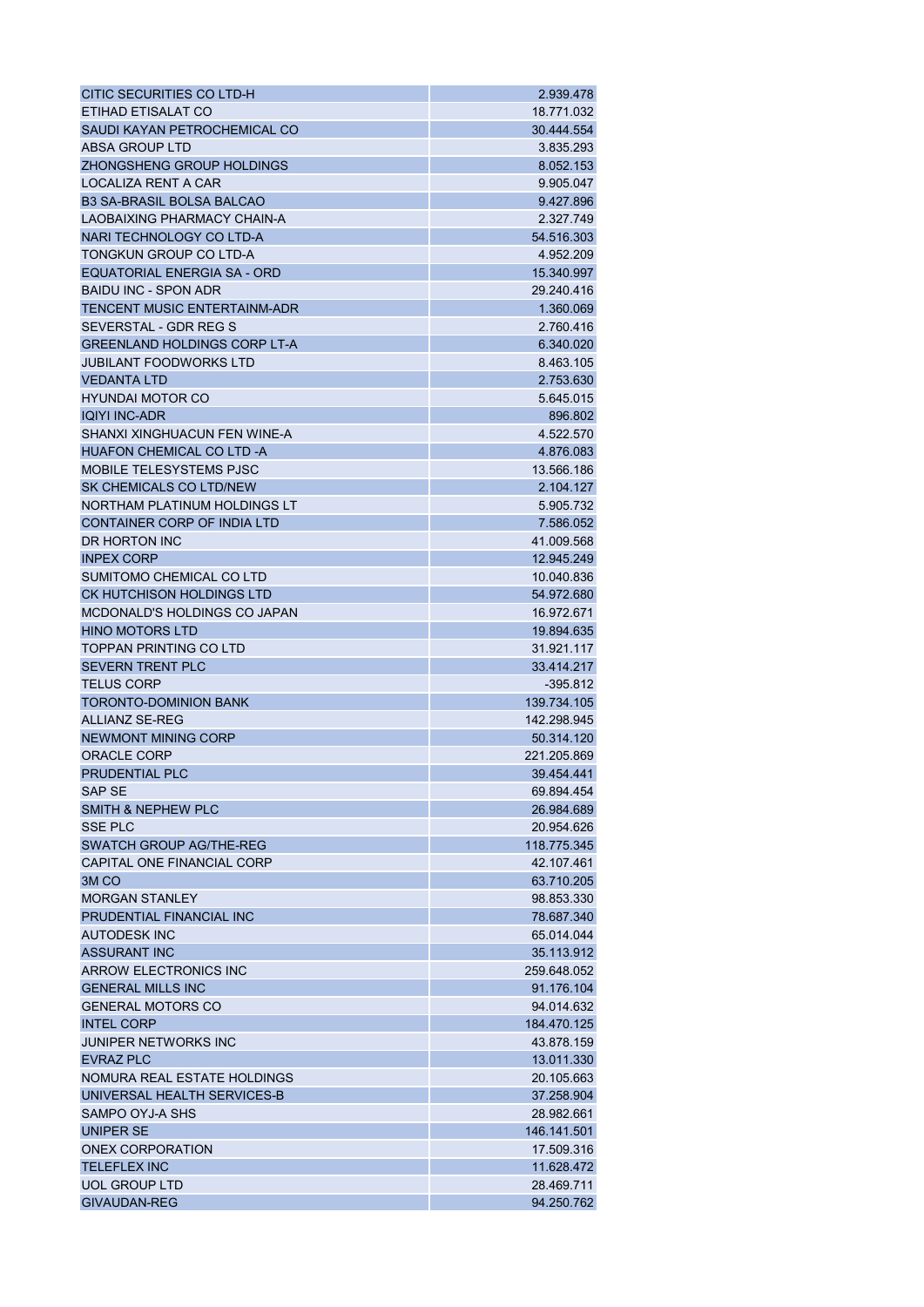| | |
|---|---|
| CITIC SECURITIES CO LTD-H | 2.939.478 |
| ETIHAD ETISALAT CO | 18.771.032 |
| SAUDI KAYAN PETROCHEMICAL CO | 30.444.554 |
| ABSA GROUP LTD | 3.835.293 |
| ZHONGSHENG GROUP HOLDINGS | 8.052.153 |
| LOCALIZA RENT A CAR | 9.905.047 |
| B3 SA-BRASIL BOLSA BALCAO | 9.427.896 |
| LAOBAIXING PHARMACY CHAIN-A | 2.327.749 |
| NARI TECHNOLOGY CO LTD-A | 54.516.303 |
| TONGKUN GROUP CO LTD-A | 4.952.209 |
| EQUATORIAL ENERGIA SA - ORD | 15.340.997 |
| BAIDU INC - SPON ADR | 29.240.416 |
| TENCENT MUSIC ENTERTAINM-ADR | 1.360.069 |
| SEVERSTAL - GDR REG S | 2.760.416 |
| GREENLAND HOLDINGS CORP LT-A | 6.340.020 |
| JUBILANT FOODWORKS LTD | 8.463.105 |
| VEDANTA LTD | 2.753.630 |
| HYUNDAI MOTOR CO | 5.645.015 |
| IQIYI INC-ADR | 896.802 |
| SHANXI XINGHUACUN FEN WINE-A | 4.522.570 |
| HUAFON CHEMICAL CO LTD -A | 4.876.083 |
| MOBILE TELESYSTEMS PJSC | 13.566.186 |
| SK CHEMICALS CO LTD/NEW | 2.104.127 |
| NORTHAM PLATINUM HOLDINGS LT | 5.905.732 |
| CONTAINER CORP OF INDIA LTD | 7.586.052 |
| DR HORTON INC | 41.009.568 |
| INPEX CORP | 12.945.249 |
| SUMITOMO CHEMICAL CO LTD | 10.040.836 |
| CK HUTCHISON HOLDINGS LTD | 54.972.680 |
| MCDONALD'S HOLDINGS CO JAPAN | 16.972.671 |
| HINO MOTORS LTD | 19.894.635 |
| TOPPAN PRINTING CO LTD | 31.921.117 |
| SEVERN TRENT PLC | 33.414.217 |
| TELUS CORP | -395.812 |
| TORONTO-DOMINION BANK | 139.734.105 |
| ALLIANZ SE-REG | 142.298.945 |
| NEWMONT MINING CORP | 50.314.120 |
| ORACLE CORP | 221.205.869 |
| PRUDENTIAL PLC | 39.454.441 |
| SAP SE | 69.894.454 |
| SMITH & NEPHEW PLC | 26.984.689 |
| SSE PLC | 20.954.626 |
| SWATCH GROUP AG/THE-REG | 118.775.345 |
| CAPITAL ONE FINANCIAL CORP | 42.107.461 |
| 3M CO | 63.710.205 |
| MORGAN STANLEY | 98.853.330 |
| PRUDENTIAL FINANCIAL INC | 78.687.340 |
| AUTODESK INC | 65.014.044 |
| ASSURANT INC | 35.113.912 |
| ARROW ELECTRONICS INC | 259.648.052 |
| GENERAL MILLS INC | 91.176.104 |
| GENERAL MOTORS CO | 94.014.632 |
| INTEL CORP | 184.470.125 |
| JUNIPER NETWORKS INC | 43.878.159 |
| EVRAZ PLC | 13.011.330 |
| NOMURA REAL ESTATE HOLDINGS | 20.105.663 |
| UNIVERSAL HEALTH SERVICES-B | 37.258.904 |
| SAMPO OYJ-A SHS | 28.982.661 |
| UNIPER SE | 146.141.501 |
| ONEX CORPORATION | 17.509.316 |
| TELEFLEX INC | 11.628.472 |
| UOL GROUP LTD | 28.469.711 |
| GIVAUDAN-REG | 94.250.762 |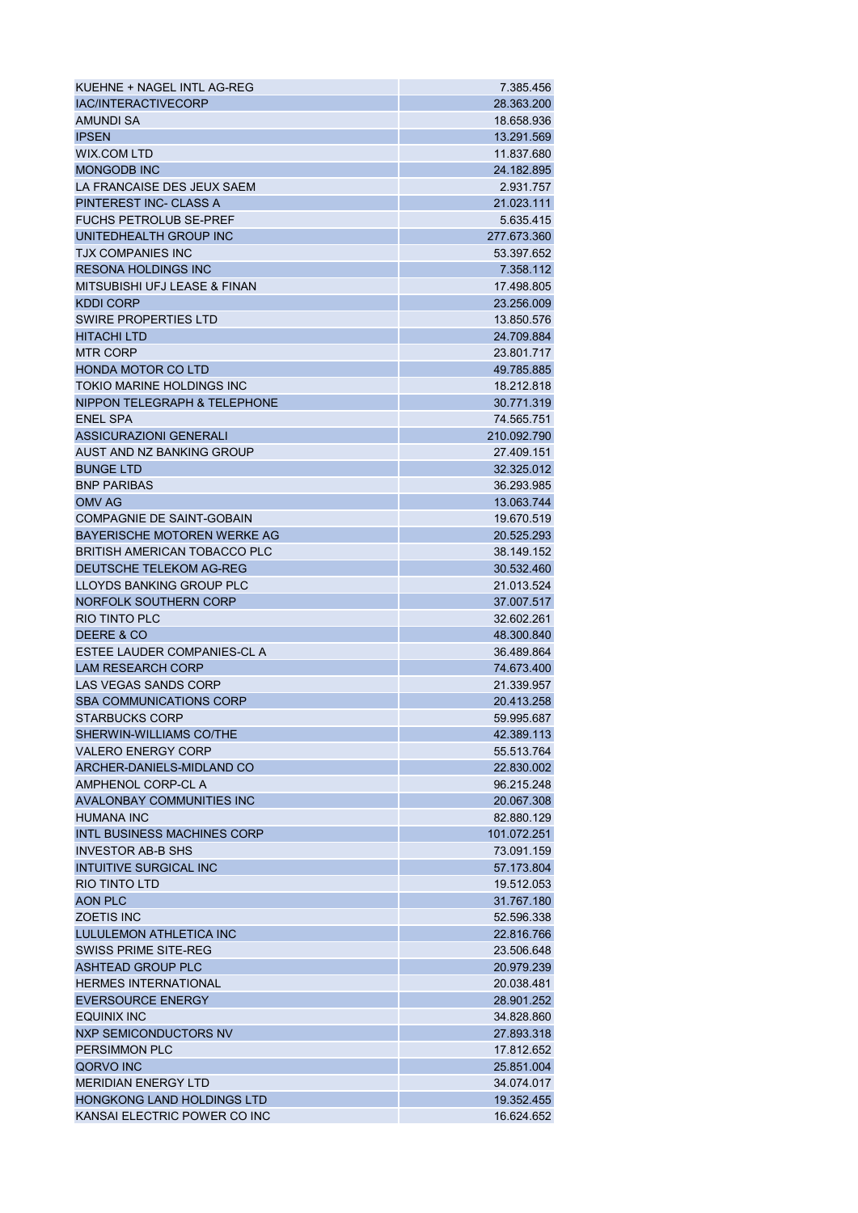| | |
|---|---|
| KUEHNE + NAGEL INTL AG-REG | 7.385.456 |
| IAC/INTERACTIVECORP | 28.363.200 |
| AMUNDI SA | 18.658.936 |
| IPSEN | 13.291.569 |
| WIX.COM LTD | 11.837.680 |
| MONGODB INC | 24.182.895 |
| LA FRANCAISE DES JEUX SAEM | 2.931.757 |
| PINTEREST INC- CLASS A | 21.023.111 |
| FUCHS PETROLUB SE-PREF | 5.635.415 |
| UNITEDHEALTH GROUP INC | 277.673.360 |
| TJX COMPANIES INC | 53.397.652 |
| RESONA HOLDINGS INC | 7.358.112 |
| MITSUBISHI UFJ LEASE & FINAN | 17.498.805 |
| KDDI CORP | 23.256.009 |
| SWIRE PROPERTIES LTD | 13.850.576 |
| HITACHI LTD | 24.709.884 |
| MTR CORP | 23.801.717 |
| HONDA MOTOR CO LTD | 49.785.885 |
| TOKIO MARINE HOLDINGS INC | 18.212.818 |
| NIPPON TELEGRAPH & TELEPHONE | 30.771.319 |
| ENEL SPA | 74.565.751 |
| ASSICURAZIONI GENERALI | 210.092.790 |
| AUST AND NZ BANKING GROUP | 27.409.151 |
| BUNGE LTD | 32.325.012 |
| BNP PARIBAS | 36.293.985 |
| OMV AG | 13.063.744 |
| COMPAGNIE DE SAINT-GOBAIN | 19.670.519 |
| BAYERISCHE MOTOREN WERKE AG | 20.525.293 |
| BRITISH AMERICAN TOBACCO PLC | 38.149.152 |
| DEUTSCHE TELEKOM AG-REG | 30.532.460 |
| LLOYDS BANKING GROUP PLC | 21.013.524 |
| NORFOLK SOUTHERN CORP | 37.007.517 |
| RIO TINTO PLC | 32.602.261 |
| DEERE & CO | 48.300.840 |
| ESTEE LAUDER COMPANIES-CL A | 36.489.864 |
| LAM RESEARCH CORP | 74.673.400 |
| LAS VEGAS SANDS CORP | 21.339.957 |
| SBA COMMUNICATIONS CORP | 20.413.258 |
| STARBUCKS CORP | 59.995.687 |
| SHERWIN-WILLIAMS CO/THE | 42.389.113 |
| VALERO ENERGY CORP | 55.513.764 |
| ARCHER-DANIELS-MIDLAND CO | 22.830.002 |
| AMPHENOL CORP-CL A | 96.215.248 |
| AVALONBAY COMMUNITIES INC | 20.067.308 |
| HUMANA INC | 82.880.129 |
| INTL BUSINESS MACHINES CORP | 101.072.251 |
| INVESTOR AB-B SHS | 73.091.159 |
| INTUITIVE SURGICAL INC | 57.173.804 |
| RIO TINTO LTD | 19.512.053 |
| AON PLC | 31.767.180 |
| ZOETIS INC | 52.596.338 |
| LULULEMON ATHLETICA INC | 22.816.766 |
| SWISS PRIME SITE-REG | 23.506.648 |
| ASHTEAD GROUP PLC | 20.979.239 |
| HERMES INTERNATIONAL | 20.038.481 |
| EVERSOURCE ENERGY | 28.901.252 |
| EQUINIX INC | 34.828.860 |
| NXP SEMICONDUCTORS NV | 27.893.318 |
| PERSIMMON PLC | 17.812.652 |
| QORVO INC | 25.851.004 |
| MERIDIAN ENERGY LTD | 34.074.017 |
| HONGKONG LAND HOLDINGS LTD | 19.352.455 |
| KANSAI ELECTRIC POWER CO INC | 16.624.652 |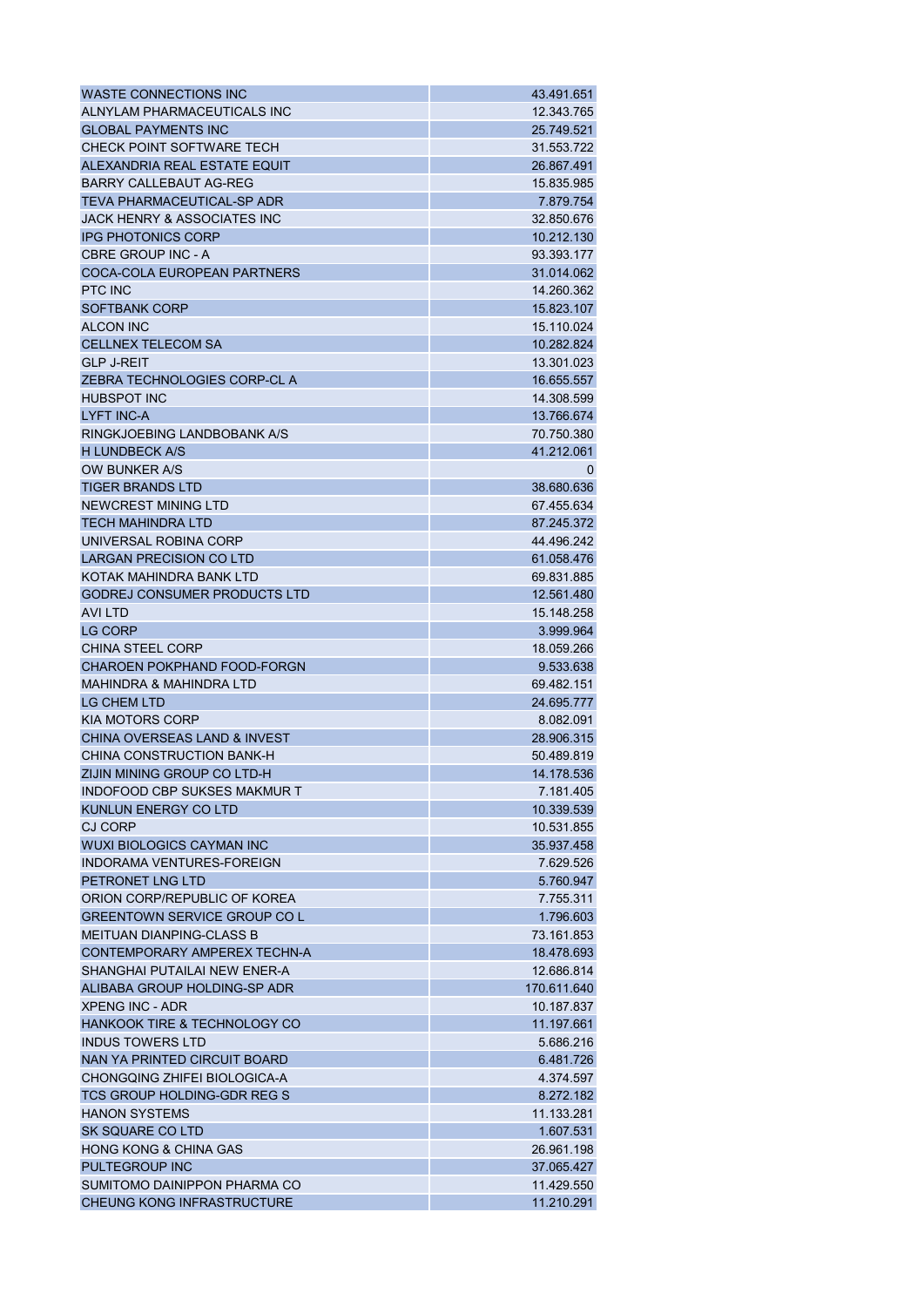| | |
|---|---|
| WASTE CONNECTIONS INC | 43.491.651 |
| ALNYLAM PHARMACEUTICALS INC | 12.343.765 |
| GLOBAL PAYMENTS INC | 25.749.521 |
| CHECK POINT SOFTWARE TECH | 31.553.722 |
| ALEXANDRIA REAL ESTATE EQUIT | 26.867.491 |
| BARRY CALLEBAUT AG-REG | 15.835.985 |
| TEVA PHARMACEUTICAL-SP ADR | 7.879.754 |
| JACK HENRY & ASSOCIATES INC | 32.850.676 |
| IPG PHOTONICS CORP | 10.212.130 |
| CBRE GROUP INC - A | 93.393.177 |
| COCA-COLA EUROPEAN PARTNERS | 31.014.062 |
| PTC INC | 14.260.362 |
| SOFTBANK CORP | 15.823.107 |
| ALCON INC | 15.110.024 |
| CELLNEX TELECOM SA | 10.282.824 |
| GLP J-REIT | 13.301.023 |
| ZEBRA TECHNOLOGIES CORP-CL A | 16.655.557 |
| HUBSPOT INC | 14.308.599 |
| LYFT INC-A | 13.766.674 |
| RINGKJOEBING LANDBOBANK A/S | 70.750.380 |
| H LUNDBECK A/S | 41.212.061 |
| OW BUNKER A/S | 0 |
| TIGER BRANDS LTD | 38.680.636 |
| NEWCREST MINING LTD | 67.455.634 |
| TECH MAHINDRA LTD | 87.245.372 |
| UNIVERSAL ROBINA CORP | 44.496.242 |
| LARGAN PRECISION CO LTD | 61.058.476 |
| KOTAK MAHINDRA BANK LTD | 69.831.885 |
| GODREJ CONSUMER PRODUCTS LTD | 12.561.480 |
| AVI LTD | 15.148.258 |
| LG CORP | 3.999.964 |
| CHINA STEEL CORP | 18.059.266 |
| CHAROEN POKPHAND FOOD-FORGN | 9.533.638 |
| MAHINDRA & MAHINDRA LTD | 69.482.151 |
| LG CHEM LTD | 24.695.777 |
| KIA MOTORS CORP | 8.082.091 |
| CHINA OVERSEAS LAND & INVEST | 28.906.315 |
| CHINA CONSTRUCTION BANK-H | 50.489.819 |
| ZIJIN MINING GROUP CO LTD-H | 14.178.536 |
| INDOFOOD CBP SUKSES MAKMUR T | 7.181.405 |
| KUNLUN ENERGY CO LTD | 10.339.539 |
| CJ CORP | 10.531.855 |
| WUXI BIOLOGICS CAYMAN INC | 35.937.458 |
| INDORAMA VENTURES-FOREIGN | 7.629.526 |
| PETRONET LNG LTD | 5.760.947 |
| ORION CORP/REPUBLIC OF KOREA | 7.755.311 |
| GREENTOWN SERVICE GROUP CO L | 1.796.603 |
| MEITUAN DIANPING-CLASS B | 73.161.853 |
| CONTEMPORARY AMPEREX TECHN-A | 18.478.693 |
| SHANGHAI PUTAILAI NEW ENER-A | 12.686.814 |
| ALIBABA GROUP HOLDING-SP ADR | 170.611.640 |
| XPENG INC - ADR | 10.187.837 |
| HANKOOK TIRE & TECHNOLOGY CO | 11.197.661 |
| INDUS TOWERS LTD | 5.686.216 |
| NAN YA PRINTED CIRCUIT BOARD | 6.481.726 |
| CHONGQING ZHIFEI BIOLOGICA-A | 4.374.597 |
| TCS GROUP HOLDING-GDR REG S | 8.272.182 |
| HANON SYSTEMS | 11.133.281 |
| SK SQUARE CO LTD | 1.607.531 |
| HONG KONG & CHINA GAS | 26.961.198 |
| PULTEGROUP INC | 37.065.427 |
| SUMITOMO DAINIPPON PHARMA CO | 11.429.550 |
| CHEUNG KONG INFRASTRUCTURE | 11.210.291 |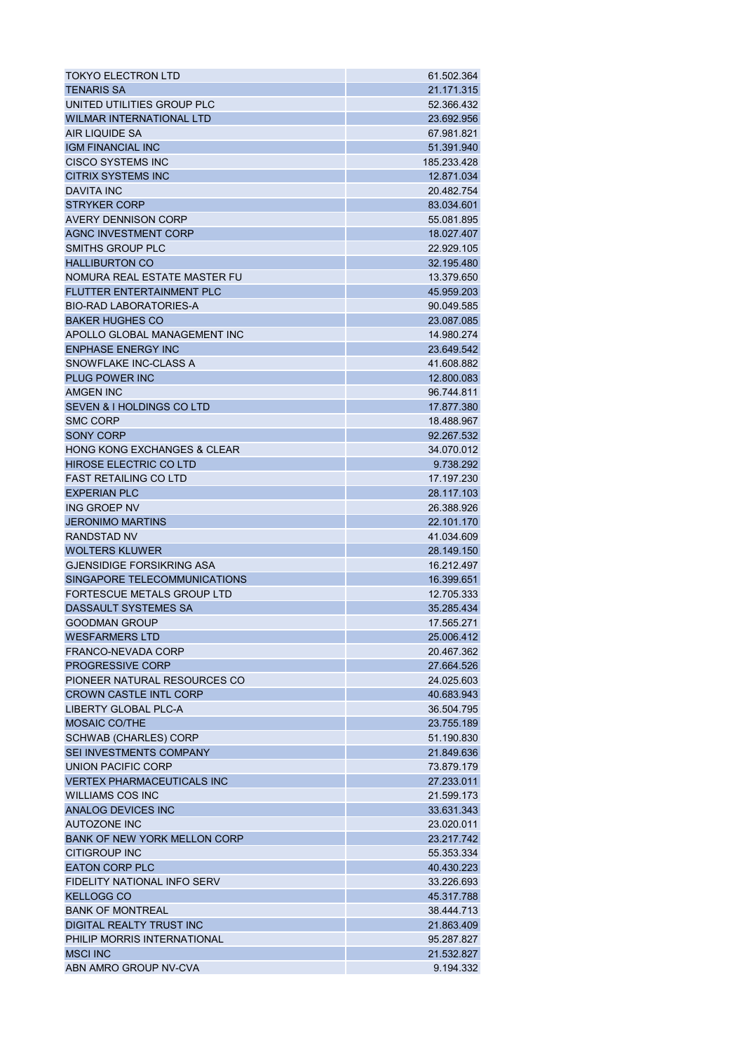| | |
|---|---|
| TOKYO ELECTRON LTD | 61.502.364 |
| TENARIS SA | 21.171.315 |
| UNITED UTILITIES GROUP PLC | 52.366.432 |
| WILMAR INTERNATIONAL LTD | 23.692.956 |
| AIR LIQUIDE SA | 67.981.821 |
| IGM FINANCIAL INC | 51.391.940 |
| CISCO SYSTEMS INC | 185.233.428 |
| CITRIX SYSTEMS INC | 12.871.034 |
| DAVITA INC | 20.482.754 |
| STRYKER CORP | 83.034.601 |
| AVERY DENNISON CORP | 55.081.895 |
| AGNC INVESTMENT CORP | 18.027.407 |
| SMITHS GROUP PLC | 22.929.105 |
| HALLIBURTON CO | 32.195.480 |
| NOMURA REAL ESTATE MASTER FU | 13.379.650 |
| FLUTTER ENTERTAINMENT PLC | 45.959.203 |
| BIO-RAD LABORATORIES-A | 90.049.585 |
| BAKER HUGHES CO | 23.087.085 |
| APOLLO GLOBAL MANAGEMENT INC | 14.980.274 |
| ENPHASE ENERGY INC | 23.649.542 |
| SNOWFLAKE INC-CLASS A | 41.608.882 |
| PLUG POWER INC | 12.800.083 |
| AMGEN INC | 96.744.811 |
| SEVEN & I HOLDINGS CO LTD | 17.877.380 |
| SMC CORP | 18.488.967 |
| SONY CORP | 92.267.532 |
| HONG KONG EXCHANGES & CLEAR | 34.070.012 |
| HIROSE ELECTRIC CO LTD | 9.738.292 |
| FAST RETAILING CO LTD | 17.197.230 |
| EXPERIAN PLC | 28.117.103 |
| ING GROEP NV | 26.388.926 |
| JERONIMO MARTINS | 22.101.170 |
| RANDSTAD NV | 41.034.609 |
| WOLTERS KLUWER | 28.149.150 |
| GJENSIDIGE FORSIKRING ASA | 16.212.497 |
| SINGAPORE TELECOMMUNICATIONS | 16.399.651 |
| FORTESCUE METALS GROUP LTD | 12.705.333 |
| DASSAULT SYSTEMES SA | 35.285.434 |
| GOODMAN GROUP | 17.565.271 |
| WESFARMERS LTD | 25.006.412 |
| FRANCO-NEVADA CORP | 20.467.362 |
| PROGRESSIVE CORP | 27.664.526 |
| PIONEER NATURAL RESOURCES CO | 24.025.603 |
| CROWN CASTLE INTL CORP | 40.683.943 |
| LIBERTY GLOBAL PLC-A | 36.504.795 |
| MOSAIC CO/THE | 23.755.189 |
| SCHWAB (CHARLES) CORP | 51.190.830 |
| SEI INVESTMENTS COMPANY | 21.849.636 |
| UNION PACIFIC CORP | 73.879.179 |
| VERTEX PHARMACEUTICALS INC | 27.233.011 |
| WILLIAMS COS INC | 21.599.173 |
| ANALOG DEVICES INC | 33.631.343 |
| AUTOZONE INC | 23.020.011 |
| BANK OF NEW YORK MELLON CORP | 23.217.742 |
| CITIGROUP INC | 55.353.334 |
| EATON CORP PLC | 40.430.223 |
| FIDELITY NATIONAL INFO SERV | 33.226.693 |
| KELLOGG CO | 45.317.788 |
| BANK OF MONTREAL | 38.444.713 |
| DIGITAL REALTY TRUST INC | 21.863.409 |
| PHILIP MORRIS INTERNATIONAL | 95.287.827 |
| MSCI INC | 21.532.827 |
| ABN AMRO GROUP NV-CVA | 9.194.332 |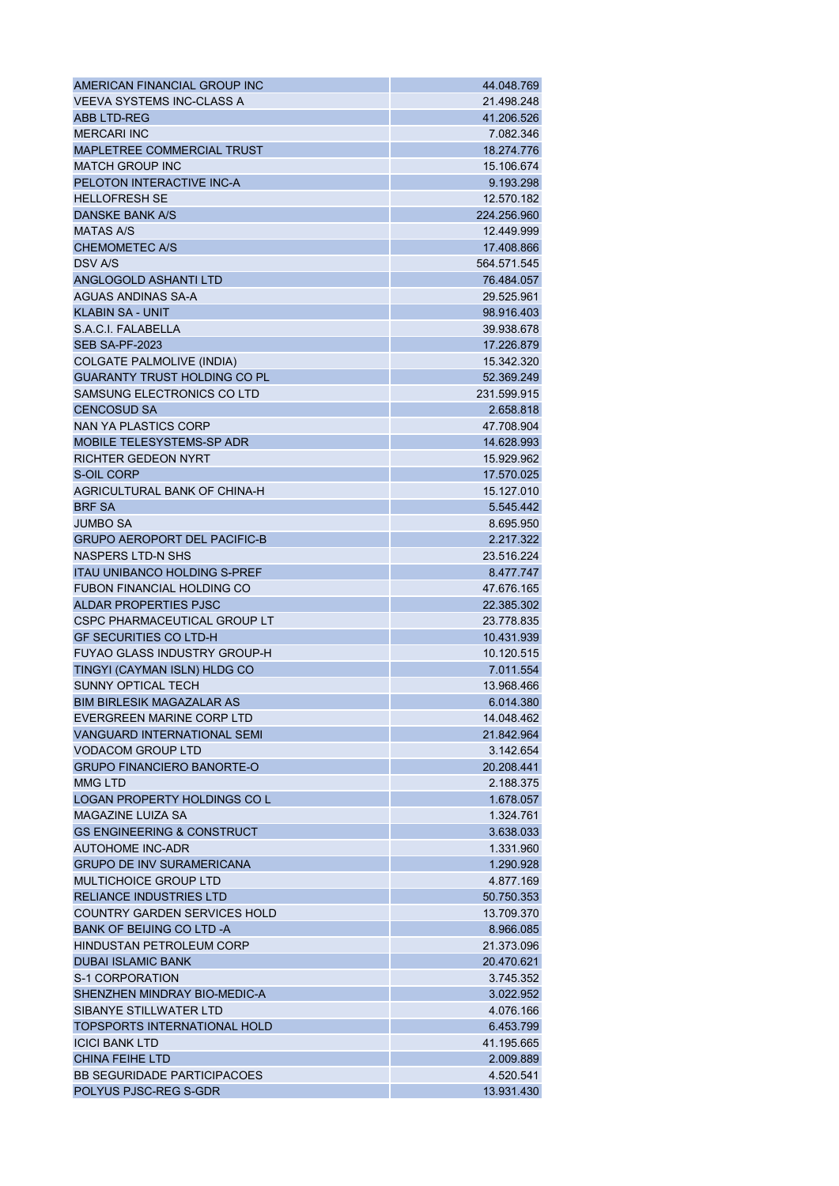| AMERICAN FINANCIAL GROUP INC | 44.048.769 |
|---|---|
| VEEVA SYSTEMS INC-CLASS A | 21.498.248 |
| ABB LTD-REG | 41.206.526 |
| MERCARI INC | 7.082.346 |
| MAPLETREE COMMERCIAL TRUST | 18.274.776 |
| MATCH GROUP INC | 15.106.674 |
| PELOTON INTERACTIVE INC-A | 9.193.298 |
| HELLOFRESH SE | 12.570.182 |
| DANSKE BANK A/S | 224.256.960 |
| MATAS A/S | 12.449.999 |
| CHEMOMETEC A/S | 17.408.866 |
| DSV A/S | 564.571.545 |
| ANGLOGOLD ASHANTI LTD | 76.484.057 |
| AGUAS ANDINAS SA-A | 29.525.961 |
| KLABIN SA - UNIT | 98.916.403 |
| S.A.C.I. FALABELLA | 39.938.678 |
| SEB SA-PF-2023 | 17.226.879 |
| COLGATE PALMOLIVE (INDIA) | 15.342.320 |
| GUARANTY TRUST HOLDING CO PL | 52.369.249 |
| SAMSUNG ELECTRONICS CO LTD | 231.599.915 |
| CENCOSUD SA | 2.658.818 |
| NAN YA PLASTICS CORP | 47.708.904 |
| MOBILE TELESYSTEMS-SP ADR | 14.628.993 |
| RICHTER GEDEON NYRT | 15.929.962 |
| S-OIL CORP | 17.570.025 |
| AGRICULTURAL BANK OF CHINA-H | 15.127.010 |
| BRF SA | 5.545.442 |
| JUMBO SA | 8.695.950 |
| GRUPO AEROPORT DEL PACIFIC-B | 2.217.322 |
| NASPERS LTD-N SHS | 23.516.224 |
| ITAU UNIBANCO HOLDING S-PREF | 8.477.747 |
| FUBON FINANCIAL HOLDING CO | 47.676.165 |
| ALDAR PROPERTIES PJSC | 22.385.302 |
| CSPC PHARMACEUTICAL GROUP LT | 23.778.835 |
| GF SECURITIES CO LTD-H | 10.431.939 |
| FUYAO GLASS INDUSTRY GROUP-H | 10.120.515 |
| TINGYI (CAYMAN ISLN) HLDG CO | 7.011.554 |
| SUNNY OPTICAL TECH | 13.968.466 |
| BIM BIRLESIK MAGAZALAR AS | 6.014.380 |
| EVERGREEN MARINE CORP LTD | 14.048.462 |
| VANGUARD INTERNATIONAL SEMI | 21.842.964 |
| VODACOM GROUP LTD | 3.142.654 |
| GRUPO FINANCIERO BANORTE-O | 20.208.441 |
| MMG LTD | 2.188.375 |
| LOGAN PROPERTY HOLDINGS CO L | 1.678.057 |
| MAGAZINE LUIZA SA | 1.324.761 |
| GS ENGINEERING & CONSTRUCT | 3.638.033 |
| AUTOHOME INC-ADR | 1.331.960 |
| GRUPO DE INV SURAMERICANA | 1.290.928 |
| MULTICHOICE GROUP LTD | 4.877.169 |
| RELIANCE INDUSTRIES LTD | 50.750.353 |
| COUNTRY GARDEN SERVICES HOLD | 13.709.370 |
| BANK OF BEIJING CO LTD -A | 8.966.085 |
| HINDUSTAN PETROLEUM CORP | 21.373.096 |
| DUBAI ISLAMIC BANK | 20.470.621 |
| S-1 CORPORATION | 3.745.352 |
| SHENZHEN MINDRAY BIO-MEDIC-A | 3.022.952 |
| SIBANYE STILLWATER LTD | 4.076.166 |
| TOPSPORTS INTERNATIONAL HOLD | 6.453.799 |
| ICICI BANK LTD | 41.195.665 |
| CHINA FEIHE LTD | 2.009.889 |
| BB SEGURIDADE PARTICIPACOES | 4.520.541 |
| POLYUS PJSC-REG S-GDR | 13.931.430 |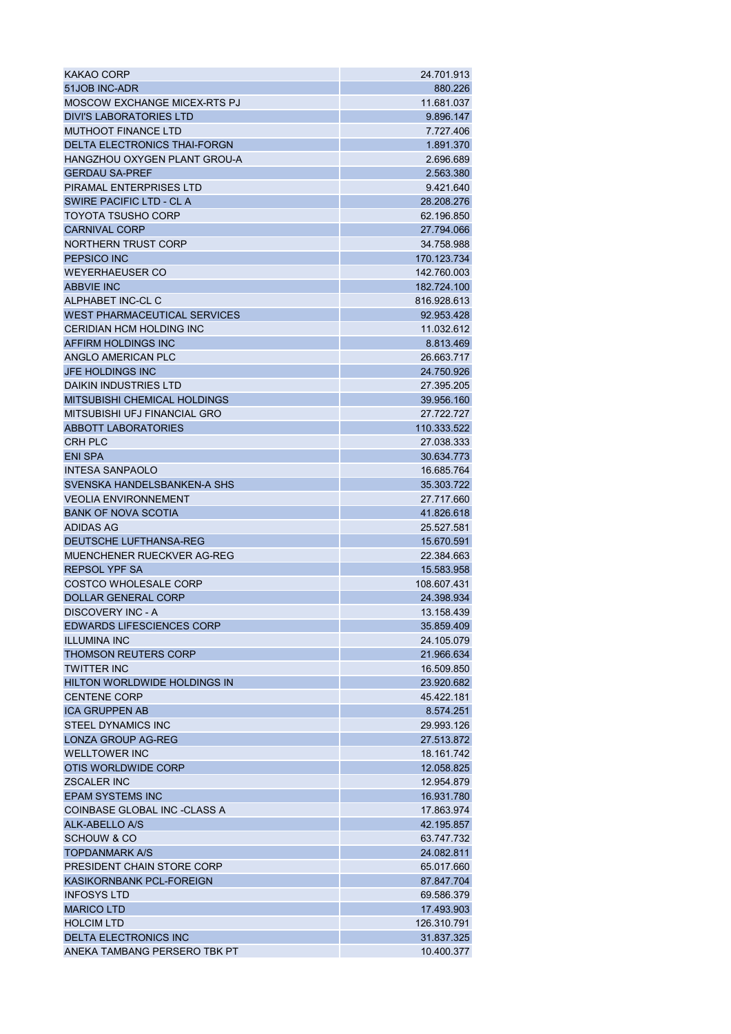| | |
|---|---|
| KAKAO CORP | 24.701.913 |
| 51JOB INC-ADR | 880.226 |
| MOSCOW EXCHANGE MICEX-RTS PJ | 11.681.037 |
| DIVI'S LABORATORIES LTD | 9.896.147 |
| MUTHOOT FINANCE LTD | 7.727.406 |
| DELTA ELECTRONICS THAI-FORGN | 1.891.370 |
| HANGZHOU OXYGEN PLANT GROU-A | 2.696.689 |
| GERDAU SA-PREF | 2.563.380 |
| PIRAMAL ENTERPRISES LTD | 9.421.640 |
| SWIRE PACIFIC LTD - CL A | 28.208.276 |
| TOYOTA TSUSHO CORP | 62.196.850 |
| CARNIVAL CORP | 27.794.066 |
| NORTHERN TRUST CORP | 34.758.988 |
| PEPSICO INC | 170.123.734 |
| WEYERHAEUSER CO | 142.760.003 |
| ABBVIE INC | 182.724.100 |
| ALPHABET INC-CL C | 816.928.613 |
| WEST PHARMACEUTICAL SERVICES | 92.953.428 |
| CERIDIAN HCM HOLDING INC | 11.032.612 |
| AFFIRM HOLDINGS INC | 8.813.469 |
| ANGLO AMERICAN PLC | 26.663.717 |
| JFE HOLDINGS INC | 24.750.926 |
| DAIKIN INDUSTRIES LTD | 27.395.205 |
| MITSUBISHI CHEMICAL HOLDINGS | 39.956.160 |
| MITSUBISHI UFJ FINANCIAL GRO | 27.722.727 |
| ABBOTT LABORATORIES | 110.333.522 |
| CRH PLC | 27.038.333 |
| ENI SPA | 30.634.773 |
| INTESA SANPAOLO | 16.685.764 |
| SVENSKA HANDELSBANKEN-A SHS | 35.303.722 |
| VEOLIA ENVIRONNEMENT | 27.717.660 |
| BANK OF NOVA SCOTIA | 41.826.618 |
| ADIDAS AG | 25.527.581 |
| DEUTSCHE LUFTHANSA-REG | 15.670.591 |
| MUENCHENER RUECKVER AG-REG | 22.384.663 |
| REPSOL YPF SA | 15.583.958 |
| COSTCO WHOLESALE CORP | 108.607.431 |
| DOLLAR GENERAL CORP | 24.398.934 |
| DISCOVERY INC - A | 13.158.439 |
| EDWARDS LIFESCIENCES CORP | 35.859.409 |
| ILLUMINA INC | 24.105.079 |
| THOMSON REUTERS CORP | 21.966.634 |
| TWITTER INC | 16.509.850 |
| HILTON WORLDWIDE HOLDINGS IN | 23.920.682 |
| CENTENE CORP | 45.422.181 |
| ICA GRUPPEN AB | 8.574.251 |
| STEEL DYNAMICS INC | 29.993.126 |
| LONZA GROUP AG-REG | 27.513.872 |
| WELLTOWER INC | 18.161.742 |
| OTIS WORLDWIDE CORP | 12.058.825 |
| ZSCALER INC | 12.954.879 |
| EPAM SYSTEMS INC | 16.931.780 |
| COINBASE GLOBAL INC -CLASS A | 17.863.974 |
| ALK-ABELLO A/S | 42.195.857 |
| SCHOUW & CO | 63.747.732 |
| TOPDANMARK A/S | 24.082.811 |
| PRESIDENT CHAIN STORE CORP | 65.017.660 |
| KASIKORNBANK PCL-FOREIGN | 87.847.704 |
| INFOSYS LTD | 69.586.379 |
| MARICO LTD | 17.493.903 |
| HOLCIM LTD | 126.310.791 |
| DELTA ELECTRONICS INC | 31.837.325 |
| ANEKA TAMBANG PERSERO TBK PT | 10.400.377 |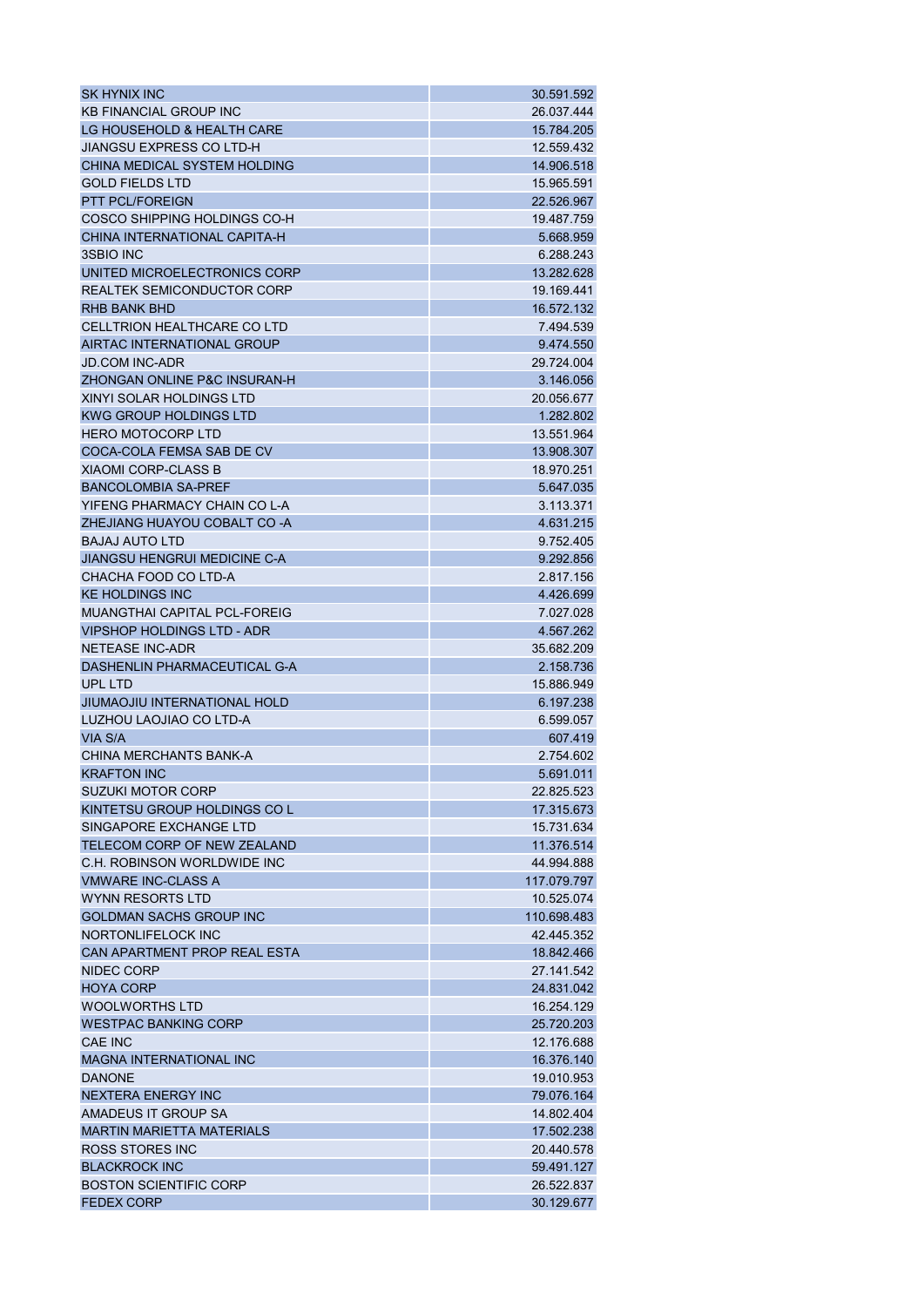| | |
|---|---|
| SK HYNIX INC | 30.591.592 |
| KB FINANCIAL GROUP INC | 26.037.444 |
| LG HOUSEHOLD & HEALTH CARE | 15.784.205 |
| JIANGSU EXPRESS CO LTD-H | 12.559.432 |
| CHINA MEDICAL SYSTEM HOLDING | 14.906.518 |
| GOLD FIELDS LTD | 15.965.591 |
| PTT PCL/FOREIGN | 22.526.967 |
| COSCO SHIPPING HOLDINGS CO-H | 19.487.759 |
| CHINA INTERNATIONAL CAPITA-H | 5.668.959 |
| 3SBIO INC | 6.288.243 |
| UNITED MICROELECTRONICS CORP | 13.282.628 |
| REALTEK SEMICONDUCTOR CORP | 19.169.441 |
| RHB BANK BHD | 16.572.132 |
| CELLTRION HEALTHCARE CO LTD | 7.494.539 |
| AIRTAC INTERNATIONAL GROUP | 9.474.550 |
| JD.COM INC-ADR | 29.724.004 |
| ZHONGAN ONLINE P&C INSURAN-H | 3.146.056 |
| XINYI SOLAR HOLDINGS LTD | 20.056.677 |
| KWG GROUP HOLDINGS LTD | 1.282.802 |
| HERO MOTOCORP LTD | 13.551.964 |
| COCA-COLA FEMSA SAB DE CV | 13.908.307 |
| XIAOMI CORP-CLASS B | 18.970.251 |
| BANCOLOMBIA SA-PREF | 5.647.035 |
| YIFENG PHARMACY CHAIN CO L-A | 3.113.371 |
| ZHEJIANG HUAYOU COBALT CO -A | 4.631.215 |
| BAJAJ AUTO LTD | 9.752.405 |
| JIANGSU HENGRUI MEDICINE C-A | 9.292.856 |
| CHACHA FOOD CO LTD-A | 2.817.156 |
| KE HOLDINGS INC | 4.426.699 |
| MUANGTHAI CAPITAL PCL-FOREIG | 7.027.028 |
| VIPSHOP HOLDINGS LTD - ADR | 4.567.262 |
| NETEASE INC-ADR | 35.682.209 |
| DASHENLIN PHARMACEUTICAL G-A | 2.158.736 |
| UPL LTD | 15.886.949 |
| JIUMAOJIU INTERNATIONAL HOLD | 6.197.238 |
| LUZHOU LAOJIAO CO LTD-A | 6.599.057 |
| VIA S/A | 607.419 |
| CHINA MERCHANTS BANK-A | 2.754.602 |
| KRAFTON INC | 5.691.011 |
| SUZUKI MOTOR CORP | 22.825.523 |
| KINTETSU GROUP HOLDINGS CO L | 17.315.673 |
| SINGAPORE EXCHANGE LTD | 15.731.634 |
| TELECOM CORP OF NEW ZEALAND | 11.376.514 |
| C.H. ROBINSON WORLDWIDE INC | 44.994.888 |
| VMWARE INC-CLASS A | 117.079.797 |
| WYNN RESORTS LTD | 10.525.074 |
| GOLDMAN SACHS GROUP INC | 110.698.483 |
| NORTONLIFELOCK INC | 42.445.352 |
| CAN APARTMENT PROP REAL ESTA | 18.842.466 |
| NIDEC CORP | 27.141.542 |
| HOYA CORP | 24.831.042 |
| WOOLWORTHS LTD | 16.254.129 |
| WESTPAC BANKING CORP | 25.720.203 |
| CAE INC | 12.176.688 |
| MAGNA INTERNATIONAL INC | 16.376.140 |
| DANONE | 19.010.953 |
| NEXTERA ENERGY INC | 79.076.164 |
| AMADEUS IT GROUP SA | 14.802.404 |
| MARTIN MARIETTA MATERIALS | 17.502.238 |
| ROSS STORES INC | 20.440.578 |
| BLACKROCK INC | 59.491.127 |
| BOSTON SCIENTIFIC CORP | 26.522.837 |
| FEDEX CORP | 30.129.677 |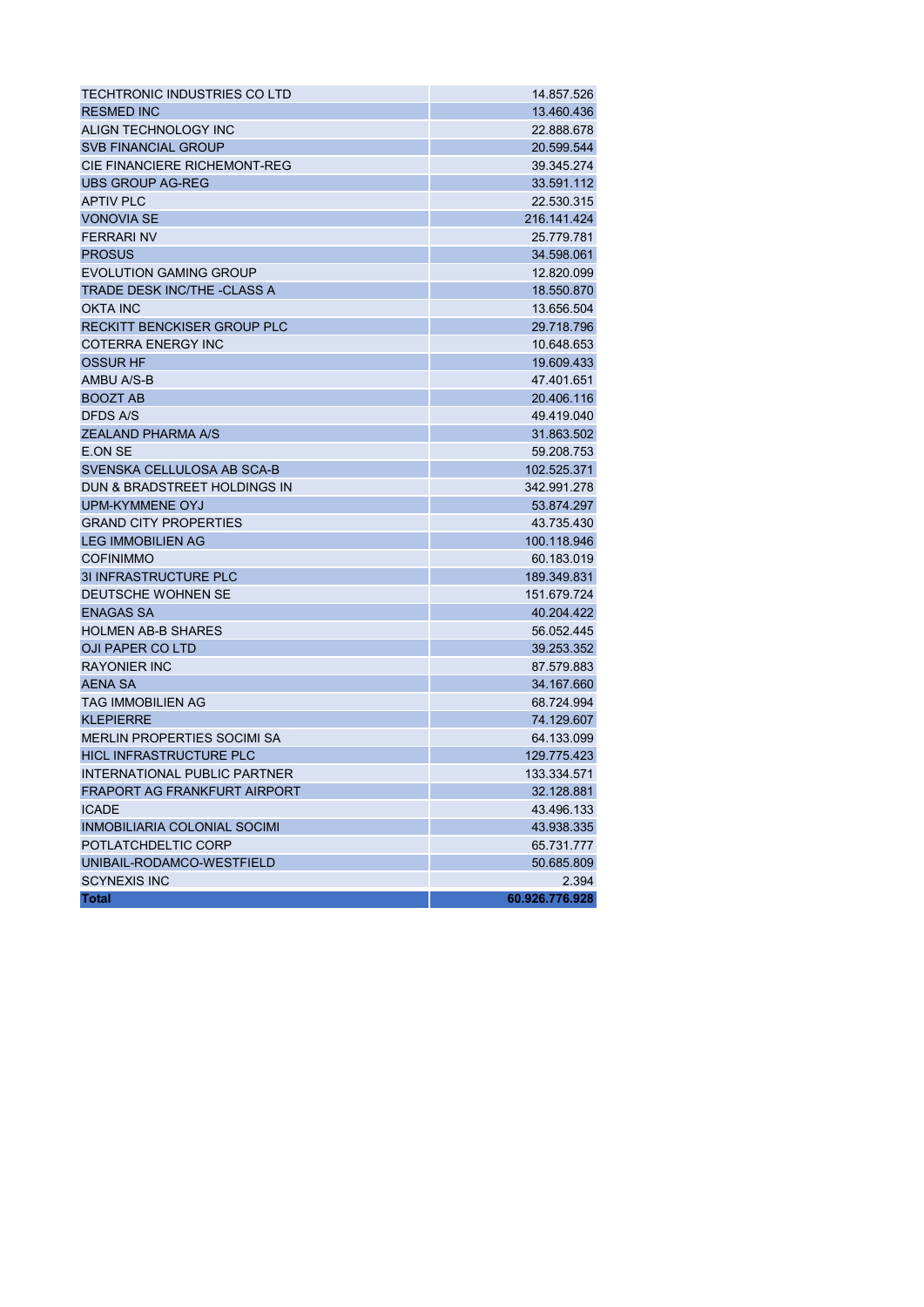| | |
|---|---|
| TECHTRONIC INDUSTRIES CO LTD | 14.857.526 |
| RESMED INC | 13.460.436 |
| ALIGN TECHNOLOGY INC | 22.888.678 |
| SVB FINANCIAL GROUP | 20.599.544 |
| CIE FINANCIERE RICHEMONT-REG | 39.345.274 |
| UBS GROUP AG-REG | 33.591.112 |
| APTIV PLC | 22.530.315 |
| VONOVIA SE | 216.141.424 |
| FERRARI NV | 25.779.781 |
| PROSUS | 34.598.061 |
| EVOLUTION GAMING GROUP | 12.820.099 |
| TRADE DESK INC/THE -CLASS A | 18.550.870 |
| OKTA INC | 13.656.504 |
| RECKITT BENCKISER GROUP PLC | 29.718.796 |
| COTERRA ENERGY INC | 10.648.653 |
| OSSUR HF | 19.609.433 |
| AMBU A/S-B | 47.401.651 |
| BOOZT AB | 20.406.116 |
| DFDS A/S | 49.419.040 |
| ZEALAND PHARMA A/S | 31.863.502 |
| E.ON SE | 59.208.753 |
| SVENSKA CELLULOSA AB SCA-B | 102.525.371 |
| DUN & BRADSTREET HOLDINGS IN | 342.991.278 |
| UPM-KYMMENE OYJ | 53.874.297 |
| GRAND CITY PROPERTIES | 43.735.430 |
| LEG IMMOBILIEN AG | 100.118.946 |
| COFINIMMO | 60.183.019 |
| 3I INFRASTRUCTURE PLC | 189.349.831 |
| DEUTSCHE WOHNEN SE | 151.679.724 |
| ENAGAS SA | 40.204.422 |
| HOLMEN AB-B SHARES | 56.052.445 |
| OJI PAPER CO LTD | 39.253.352 |
| RAYONIER INC | 87.579.883 |
| AENA SA | 34.167.660 |
| TAG IMMOBILIEN AG | 68.724.994 |
| KLEPIERRE | 74.129.607 |
| MERLIN PROPERTIES SOCIMI SA | 64.133.099 |
| HICL INFRASTRUCTURE PLC | 129.775.423 |
| INTERNATIONAL PUBLIC PARTNER | 133.334.571 |
| FRAPORT AG FRANKFURT AIRPORT | 32.128.881 |
| ICADE | 43.496.133 |
| INMOBILIARIA COLONIAL SOCIMI | 43.938.335 |
| POTLATCHDELTIC CORP | 65.731.777 |
| UNIBAIL-RODAMCO-WESTFIELD | 50.685.809 |
| SCYNEXIS INC | 2.394 |
| **Total** | **60.926.776.928** |